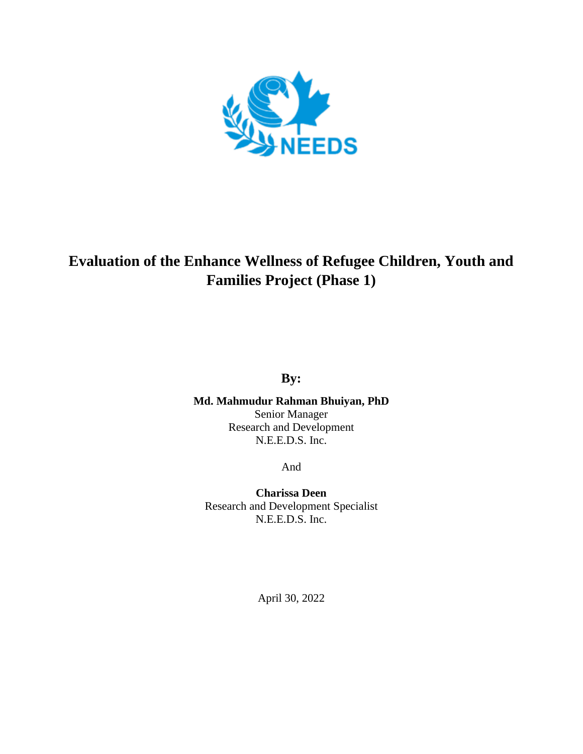# Evaluation of the Enhance Wellness of Refugee Children, Youth and Families Project (Phase 1)

**By:**

**Md. Mahmudur Rahman Bhuiyan, PhD**
Senior Manager
Research and Development
N.E.E.D.S. Inc.

And

**Charissa Deen**
Research and Development Specialist
N.E.E.D.S. Inc.

April 30, 2022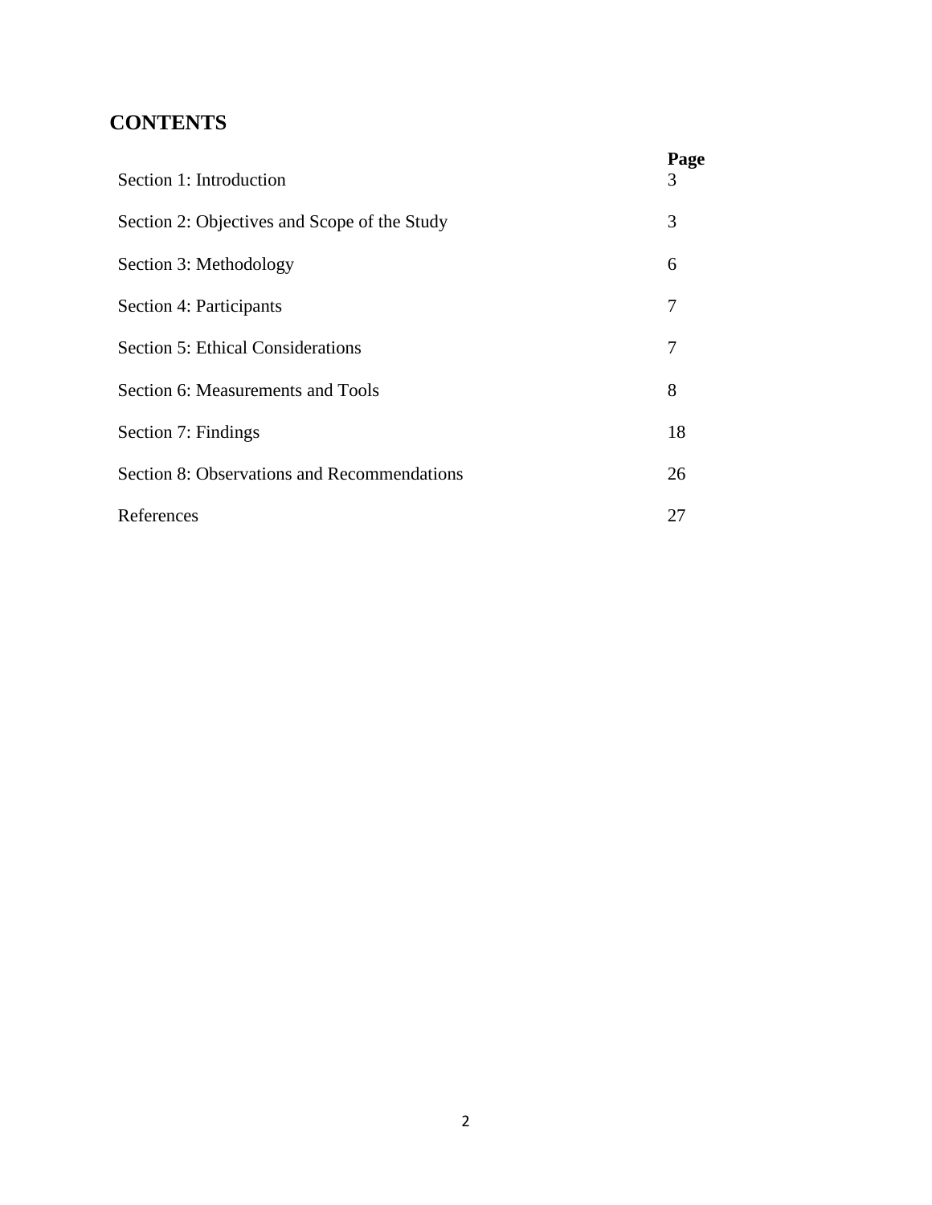# CONTENTS

| | Page |
| --- | --- |
| Section 1: Introduction | 3 |
| Section 2: Objectives and Scope of the Study | 3 |
| Section 3: Methodology | 6 |
| Section 4: Participants | 7 |
| Section 5: Ethical Considerations | 7 |
| Section 6: Measurements and Tools | 8 |
| Section 7: Findings | 18 |
| Section 8: Observations and Recommendations | 26 |
| References | 27 |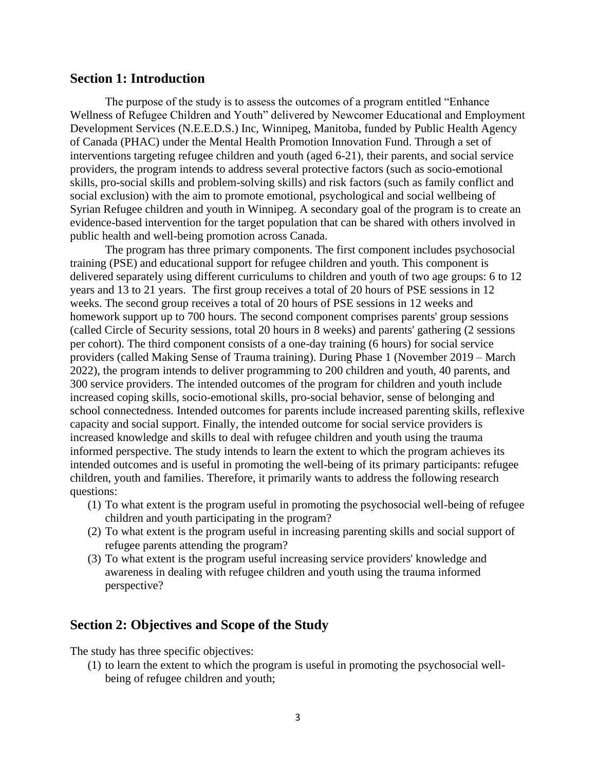## Section 1: Introduction

The purpose of the study is to assess the outcomes of a program entitled "Enhance Wellness of Refugee Children and Youth" delivered by Newcomer Educational and Employment Development Services (N.E.E.D.S.) Inc, Winnipeg, Manitoba, funded by Public Health Agency of Canada (PHAC) under the Mental Health Promotion Innovation Fund. Through a set of interventions targeting refugee children and youth (aged 6-21), their parents, and social service providers, the program intends to address several protective factors (such as socio-emotional skills, pro-social skills and problem-solving skills) and risk factors (such as family conflict and social exclusion) with the aim to promote emotional, psychological and social wellbeing of Syrian Refugee children and youth in Winnipeg. A secondary goal of the program is to create an evidence-based intervention for the target population that can be shared with others involved in public health and well-being promotion across Canada.

The program has three primary components. The first component includes psychosocial training (PSE) and educational support for refugee children and youth. This component is delivered separately using different curriculums to children and youth of two age groups: 6 to 12 years and 13 to 21 years. The first group receives a total of 20 hours of PSE sessions in 12 weeks. The second group receives a total of 20 hours of PSE sessions in 12 weeks and homework support up to 700 hours. The second component comprises parents' group sessions (called Circle of Security sessions, total 20 hours in 8 weeks) and parents' gathering (2 sessions per cohort). The third component consists of a one-day training (6 hours) for social service providers (called Making Sense of Trauma training). During Phase 1 (November 2019 – March 2022), the program intends to deliver programming to 200 children and youth, 40 parents, and 300 service providers. The intended outcomes of the program for children and youth include increased coping skills, socio-emotional skills, pro-social behavior, sense of belonging and school connectedness. Intended outcomes for parents include increased parenting skills, reflexive capacity and social support. Finally, the intended outcome for social service providers is increased knowledge and skills to deal with refugee children and youth using the trauma informed perspective. The study intends to learn the extent to which the program achieves its intended outcomes and is useful in promoting the well-being of its primary participants: refugee children, youth and families. Therefore, it primarily wants to address the following research questions:

(1) To what extent is the program useful in promoting the psychosocial well-being of refugee children and youth participating in the program?
(2) To what extent is the program useful in increasing parenting skills and social support of refugee parents attending the program?
(3) To what extent is the program useful increasing service providers' knowledge and awareness in dealing with refugee children and youth using the trauma informed perspective?

## Section 2: Objectives and Scope of the Study

The study has three specific objectives:

(1) to learn the extent to which the program is useful in promoting the psychosocial well-being of refugee children and youth;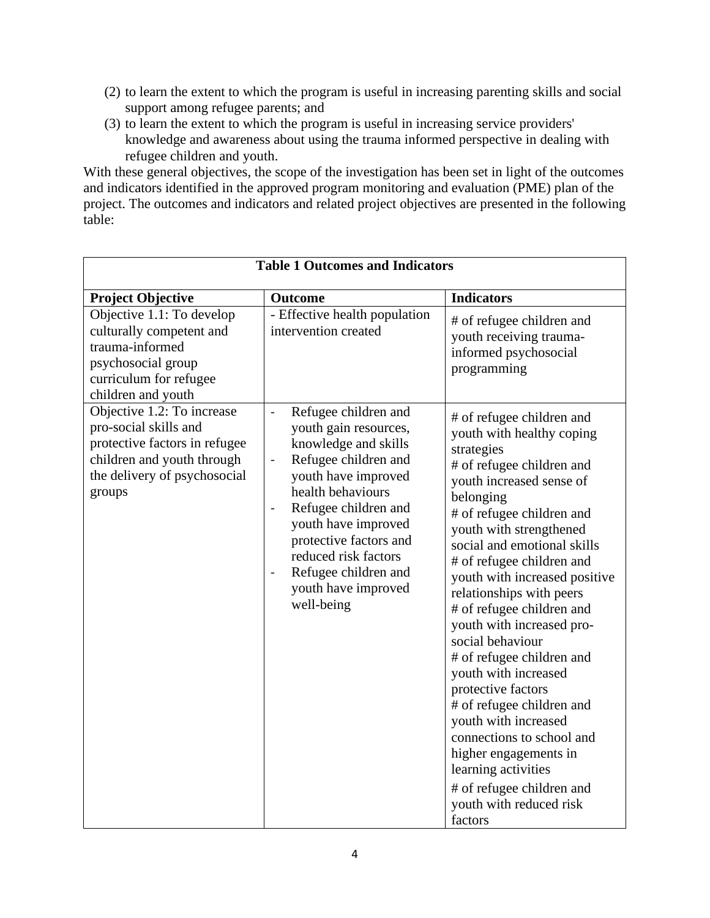(2) to learn the extent to which the program is useful in increasing parenting skills and social support among refugee parents; and
(3) to learn the extent to which the program is useful in increasing service providers' knowledge and awareness about using the trauma informed perspective in dealing with refugee children and youth.

With these general objectives, the scope of the investigation has been set in light of the outcomes and indicators identified in the approved program monitoring and evaluation (PME) plan of the project. The outcomes and indicators and related project objectives are presented in the following table:

**Table 1 Outcomes and Indicators**

| Project Objective | Outcome | Indicators |
|---|---|---|
| Objective 1.1: To develop culturally competent and trauma-informed psychosocial group curriculum for refugee children and youth | - Effective health population intervention created | # of refugee children and youth receiving trauma-informed psychosocial programming |
| Objective 1.2: To increase pro-social skills and protective factors in refugee children and youth through the delivery of psychosocial groups | - Refugee children and youth gain resources, knowledge and skills<br>- Refugee children and youth have improved health behaviours<br>- Refugee children and youth have improved protective factors and reduced risk factors<br>- Refugee children and youth have improved well-being | # of refugee children and youth with healthy coping strategies<br># of refugee children and youth increased sense of belonging<br># of refugee children and youth with strengthened social and emotional skills<br># of refugee children and youth with increased positive relationships with peers<br># of refugee children and youth with increased pro-social behaviour<br># of refugee children and youth with increased protective factors<br># of refugee children and youth with increased connections to school and higher engagements in learning activities<br># of refugee children and youth with reduced risk factors |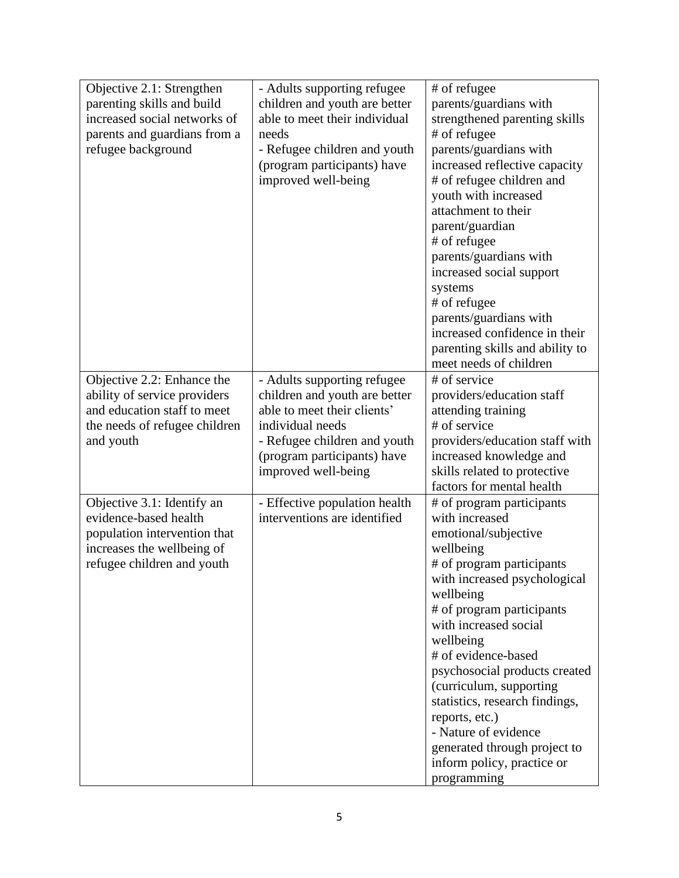| Objective 2.1: Strengthen parenting skills and build increased social networks of parents and guardians from a refugee background | - Adults supporting refugee children and youth are better able to meet their individual needs<br>- Refugee children and youth (program participants) have improved well-being | # of refugee parents/guardians with strengthened parenting skills<br># of refugee parents/guardians with increased reflective capacity<br># of refugee children and youth with increased attachment to their parent/guardian<br># of refugee parents/guardians with increased social support systems<br># of refugee parents/guardians with increased confidence in their parenting skills and ability to meet needs of children |
|---|---|---|
| Objective 2.2: Enhance the ability of service providers and education staff to meet the needs of refugee children and youth | - Adults supporting refugee children and youth are better able to meet their clients' individual needs<br>- Refugee children and youth (program participants) have improved well-being | # of service providers/education staff attending training<br># of service providers/education staff with increased knowledge and skills related to protective factors for mental health |
| Objective 3.1: Identify an evidence-based health population intervention that increases the wellbeing of refugee children and youth | - Effective population health interventions are identified | # of program participants with increased emotional/subjective wellbeing<br># of program participants with increased psychological wellbeing<br># of program participants with increased social wellbeing<br># of evidence-based psychosocial products created (curriculum, supporting statistics, research findings, reports, etc.)<br>- Nature of evidence generated through project to inform policy, practice or programming |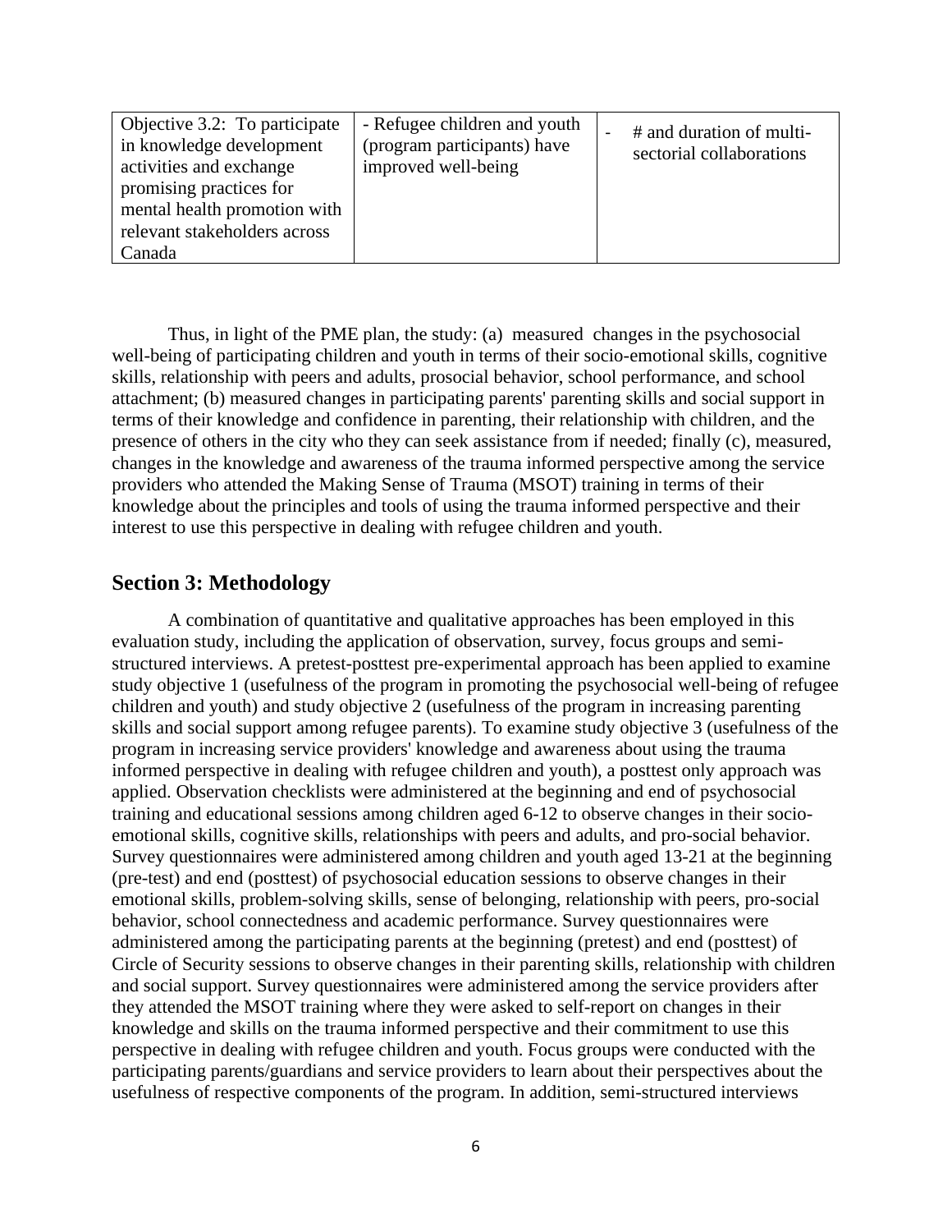| Objective 3.2: To participate in knowledge development activities and exchange promising practices for mental health promotion with relevant stakeholders across Canada | - Refugee children and youth (program participants) have improved well-being | - # and duration of multi-sectorial collaborations |
|---|---|---|

Thus, in light of the PME plan, the study: (a) measured changes in the psychosocial well-being of participating children and youth in terms of their socio-emotional skills, cognitive skills, relationship with peers and adults, prosocial behavior, school performance, and school attachment; (b) measured changes in participating parents' parenting skills and social support in terms of their knowledge and confidence in parenting, their relationship with children, and the presence of others in the city who they can seek assistance from if needed; finally (c), measured, changes in the knowledge and awareness of the trauma informed perspective among the service providers who attended the Making Sense of Trauma (MSOT) training in terms of their knowledge about the principles and tools of using the trauma informed perspective and their interest to use this perspective in dealing with refugee children and youth.

## Section 3: Methodology

A combination of quantitative and qualitative approaches has been employed in this evaluation study, including the application of observation, survey, focus groups and semi-structured interviews. A pretest-posttest pre-experimental approach has been applied to examine study objective 1 (usefulness of the program in promoting the psychosocial well-being of refugee children and youth) and study objective 2 (usefulness of the program in increasing parenting skills and social support among refugee parents). To examine study objective 3 (usefulness of the program in increasing service providers' knowledge and awareness about using the trauma informed perspective in dealing with refugee children and youth), a posttest only approach was applied. Observation checklists were administered at the beginning and end of psychosocial training and educational sessions among children aged 6-12 to observe changes in their socio-emotional skills, cognitive skills, relationships with peers and adults, and pro-social behavior. Survey questionnaires were administered among children and youth aged 13-21 at the beginning (pre-test) and end (posttest) of psychosocial education sessions to observe changes in their emotional skills, problem-solving skills, sense of belonging, relationship with peers, pro-social behavior, school connectedness and academic performance. Survey questionnaires were administered among the participating parents at the beginning (pretest) and end (posttest) of Circle of Security sessions to observe changes in their parenting skills, relationship with children and social support. Survey questionnaires were administered among the service providers after they attended the MSOT training where they were asked to self-report on changes in their knowledge and skills on the trauma informed perspective and their commitment to use this perspective in dealing with refugee children and youth. Focus groups were conducted with the participating parents/guardians and service providers to learn about their perspectives about the usefulness of respective components of the program. In addition, semi-structured interviews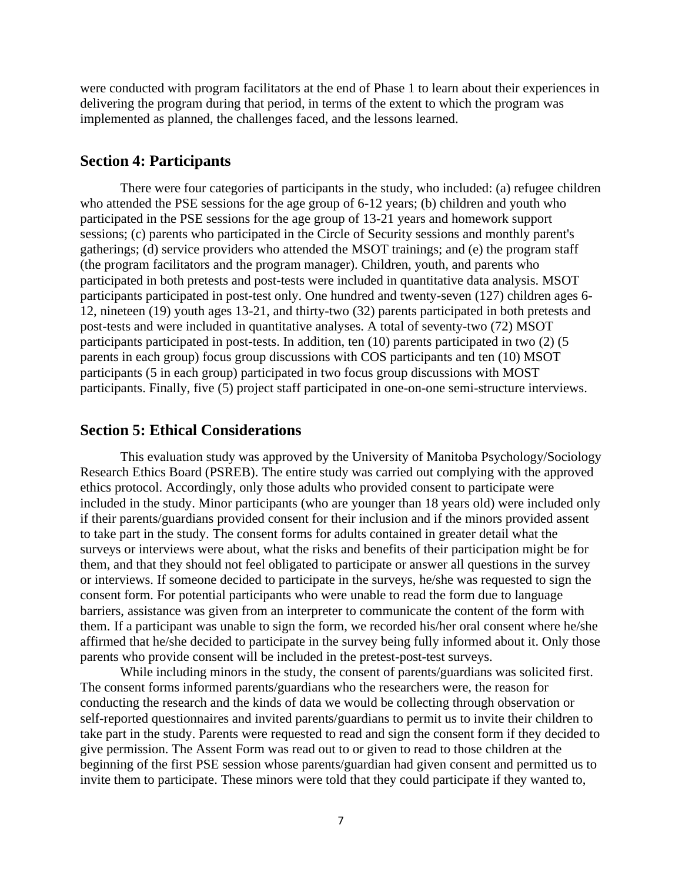were conducted with program facilitators at the end of Phase 1 to learn about their experiences in delivering the program during that period, in terms of the extent to which the program was implemented as planned, the challenges faced, and the lessons learned.

## Section 4: Participants

There were four categories of participants in the study, who included: (a) refugee children who attended the PSE sessions for the age group of 6-12 years; (b) children and youth who participated in the PSE sessions for the age group of 13-21 years and homework support sessions; (c) parents who participated in the Circle of Security sessions and monthly parent's gatherings; (d) service providers who attended the MSOT trainings; and (e) the program staff (the program facilitators and the program manager). Children, youth, and parents who participated in both pretests and post-tests were included in quantitative data analysis. MSOT participants participated in post-test only. One hundred and twenty-seven (127) children ages 6-12, nineteen (19) youth ages 13-21, and thirty-two (32) parents participated in both pretests and post-tests and were included in quantitative analyses. A total of seventy-two (72) MSOT participants participated in post-tests. In addition, ten (10) parents participated in two (2) (5 parents in each group) focus group discussions with COS participants and ten (10) MSOT participants (5 in each group) participated in two focus group discussions with MOST participants. Finally, five (5) project staff participated in one-on-one semi-structure interviews.

## Section 5: Ethical Considerations

This evaluation study was approved by the University of Manitoba Psychology/Sociology Research Ethics Board (PSREB). The entire study was carried out complying with the approved ethics protocol. Accordingly, only those adults who provided consent to participate were included in the study. Minor participants (who are younger than 18 years old) were included only if their parents/guardians provided consent for their inclusion and if the minors provided assent to take part in the study. The consent forms for adults contained in greater detail what the surveys or interviews were about, what the risks and benefits of their participation might be for them, and that they should not feel obligated to participate or answer all questions in the survey or interviews. If someone decided to participate in the surveys, he/she was requested to sign the consent form. For potential participants who were unable to read the form due to language barriers, assistance was given from an interpreter to communicate the content of the form with them. If a participant was unable to sign the form, we recorded his/her oral consent where he/she affirmed that he/she decided to participate in the survey being fully informed about it. Only those parents who provide consent will be included in the pretest-post-test surveys.

While including minors in the study, the consent of parents/guardians was solicited first. The consent forms informed parents/guardians who the researchers were, the reason for conducting the research and the kinds of data we would be collecting through observation or self-reported questionnaires and invited parents/guardians to permit us to invite their children to take part in the study. Parents were requested to read and sign the consent form if they decided to give permission. The Assent Form was read out to or given to read to those children at the beginning of the first PSE session whose parents/guardian had given consent and permitted us to invite them to participate. These minors were told that they could participate if they wanted to,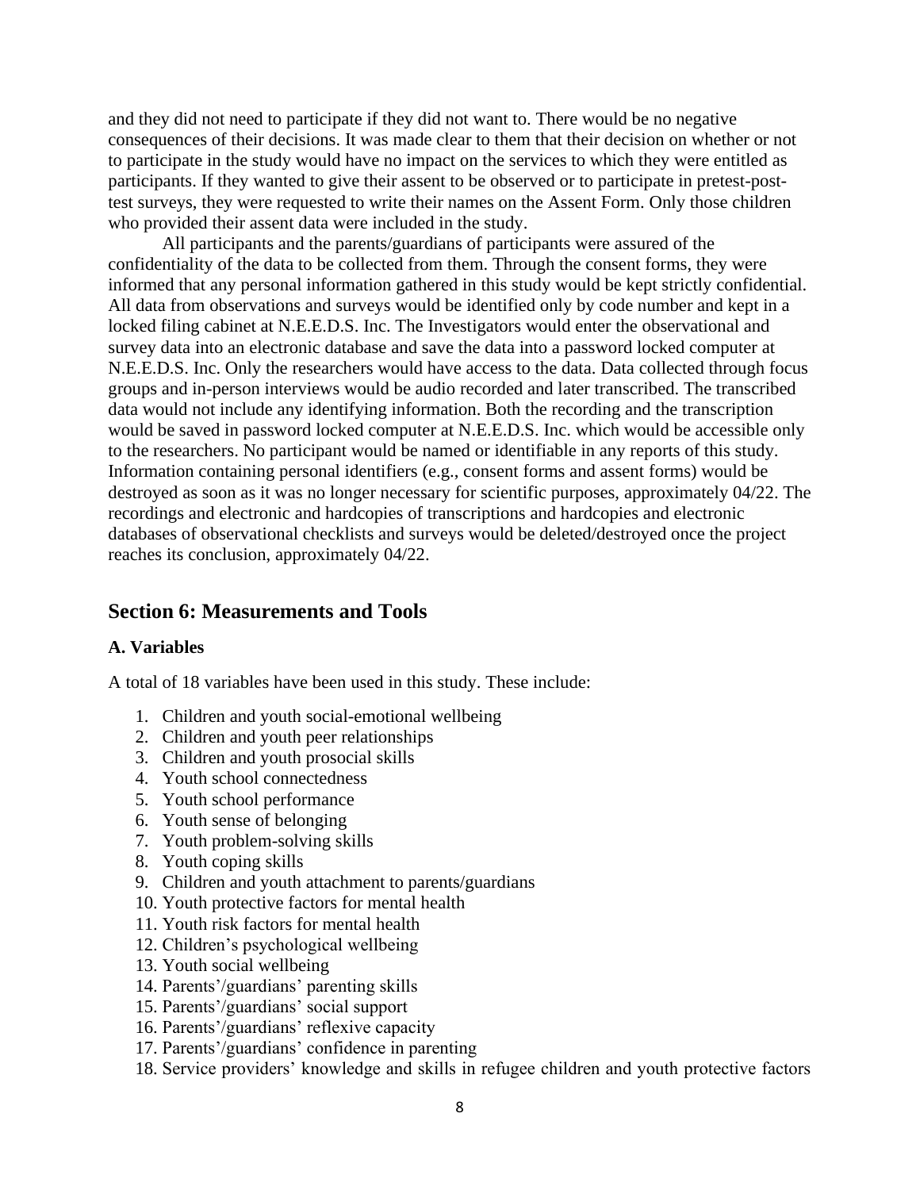and they did not need to participate if they did not want to. There would be no negative consequences of their decisions. It was made clear to them that their decision on whether or not to participate in the study would have no impact on the services to which they were entitled as participants. If they wanted to give their assent to be observed or to participate in pretest-post-test surveys, they were requested to write their names on the Assent Form. Only those children who provided their assent data were included in the study.

All participants and the parents/guardians of participants were assured of the confidentiality of the data to be collected from them. Through the consent forms, they were informed that any personal information gathered in this study would be kept strictly confidential. All data from observations and surveys would be identified only by code number and kept in a locked filing cabinet at N.E.E.D.S. Inc. The Investigators would enter the observational and survey data into an electronic database and save the data into a password locked computer at N.E.E.D.S. Inc. Only the researchers would have access to the data. Data collected through focus groups and in-person interviews would be audio recorded and later transcribed. The transcribed data would not include any identifying information. Both the recording and the transcription would be saved in password locked computer at N.E.E.D.S. Inc. which would be accessible only to the researchers. No participant would be named or identifiable in any reports of this study. Information containing personal identifiers (e.g., consent forms and assent forms) would be destroyed as soon as it was no longer necessary for scientific purposes, approximately 04/22. The recordings and electronic and hardcopies of transcriptions and hardcopies and electronic databases of observational checklists and surveys would be deleted/destroyed once the project reaches its conclusion, approximately 04/22.

## Section 6: Measurements and Tools

### A. Variables

A total of 18 variables have been used in this study. These include:

1. Children and youth social-emotional wellbeing
2. Children and youth peer relationships
3. Children and youth prosocial skills
4. Youth school connectedness
5. Youth school performance
6. Youth sense of belonging
7. Youth problem-solving skills
8. Youth coping skills
9. Children and youth attachment to parents/guardians
10. Youth protective factors for mental health
11. Youth risk factors for mental health
12. Children's psychological wellbeing
13. Youth social wellbeing
14. Parents'/guardians' parenting skills
15. Parents'/guardians' social support
16. Parents'/guardians' reflexive capacity
17. Parents'/guardians' confidence in parenting
18. Service providers' knowledge and skills in refugee children and youth protective factors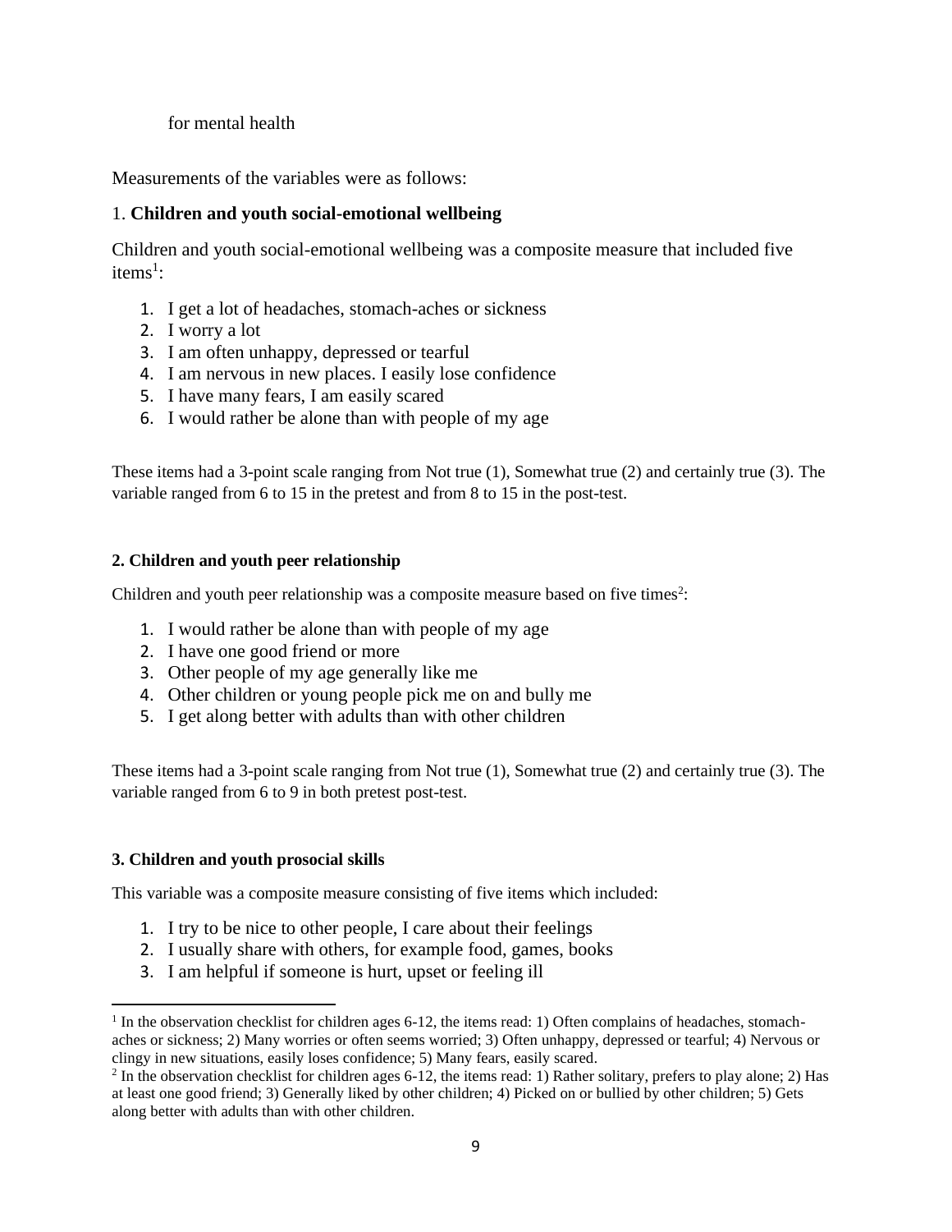for mental health

Measurements of the variables were as follows:

1. **Children and youth social-emotional wellbeing**

Children and youth social-emotional wellbeing was a composite measure that included five items[1]:

1. I get a lot of headaches, stomach-aches or sickness
2. I worry a lot
3. I am often unhappy, depressed or tearful
4. I am nervous in new places. I easily lose confidence
5. I have many fears, I am easily scared
6. I would rather be alone than with people of my age

These items had a 3-point scale ranging from Not true (1), Somewhat true (2) and certainly true (3). The variable ranged from 6 to 15 in the pretest and from 8 to 15 in the post-test.

**2. Children and youth peer relationship**

Children and youth peer relationship was a composite measure based on five times[2]:

1. I would rather be alone than with people of my age
2. I have one good friend or more
3. Other people of my age generally like me
4. Other children or young people pick me on and bully me
5. I get along better with adults than with other children

These items had a 3-point scale ranging from Not true (1), Somewhat true (2) and certainly true (3). The variable ranged from 6 to 9 in both pretest post-test.

**3. Children and youth prosocial skills**

This variable was a composite measure consisting of five items which included:

1. I try to be nice to other people, I care about their feelings
2. I usually share with others, for example food, games, books
3. I am helpful if someone is hurt, upset or feeling ill

---

[1] In the observation checklist for children ages 6-12, the items read: 1) Often complains of headaches, stomach-aches or sickness; 2) Many worries or often seems worried; 3) Often unhappy, depressed or tearful; 4) Nervous or clingy in new situations, easily loses confidence; 5) Many fears, easily scared.

[2] In the observation checklist for children ages 6-12, the items read: 1) Rather solitary, prefers to play alone; 2) Has at least one good friend; 3) Generally liked by other children; 4) Picked on or bullied by other children; 5) Gets along better with adults than with other children.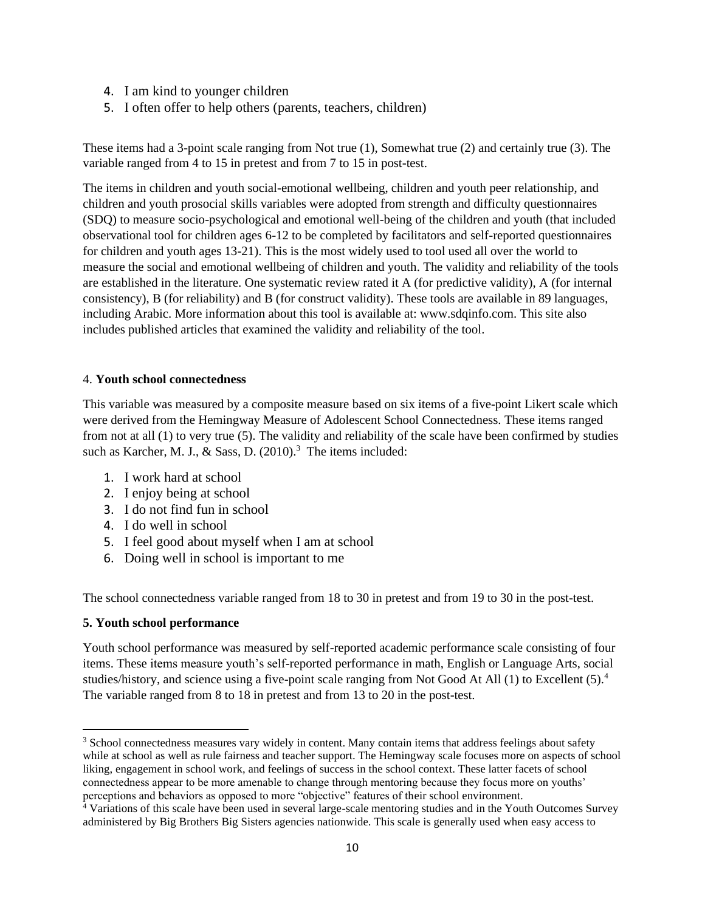4. I am kind to younger children
5. I often offer to help others (parents, teachers, children)

These items had a 3-point scale ranging from Not true (1), Somewhat true (2) and certainly true (3). The variable ranged from 4 to 15 in pretest and from 7 to 15 in post-test.

The items in children and youth social-emotional wellbeing, children and youth peer relationship, and children and youth prosocial skills variables were adopted from strength and difficulty questionnaires (SDQ) to measure socio-psychological and emotional well-being of the children and youth (that included observational tool for children ages 6-12 to be completed by facilitators and self-reported questionnaires for children and youth ages 13-21). This is the most widely used to tool used all over the world to measure the social and emotional wellbeing of children and youth. The validity and reliability of the tools are established in the literature. One systematic review rated it A (for predictive validity), A (for internal consistency), B (for reliability) and B (for construct validity). These tools are available in 89 languages, including Arabic. More information about this tool is available at: www.sdqinfo.com. This site also includes published articles that examined the validity and reliability of the tool.

4. **Youth school connectedness**

This variable was measured by a composite measure based on six items of a five-point Likert scale which were derived from the Hemingway Measure of Adolescent School Connectedness. These items ranged from not at all (1) to very true (5). The validity and reliability of the scale have been confirmed by studies such as Karcher, M. J., & Sass, D. (2010).[3] The items included:

1. I work hard at school
2. I enjoy being at school
3. I do not find fun in school
4. I do well in school
5. I feel good about myself when I am at school
6. Doing well in school is important to me

The school connectedness variable ranged from 18 to 30 in pretest and from 19 to 30 in the post-test.

**5. Youth school performance**

Youth school performance was measured by self-reported academic performance scale consisting of four items. These items measure youth's self-reported performance in math, English or Language Arts, social studies/history, and science using a five-point scale ranging from Not Good At All (1) to Excellent (5).[4] The variable ranged from 8 to 18 in pretest and from 13 to 20 in the post-test.

---

[3] School connectedness measures vary widely in content. Many contain items that address feelings about safety while at school as well as rule fairness and teacher support. The Hemingway scale focuses more on aspects of school liking, engagement in school work, and feelings of success in the school context. These latter facets of school connectedness appear to be more amenable to change through mentoring because they focus more on youths' perceptions and behaviors as opposed to more "objective" features of their school environment.

[4] Variations of this scale have been used in several large-scale mentoring studies and in the Youth Outcomes Survey administered by Big Brothers Big Sisters agencies nationwide. This scale is generally used when easy access to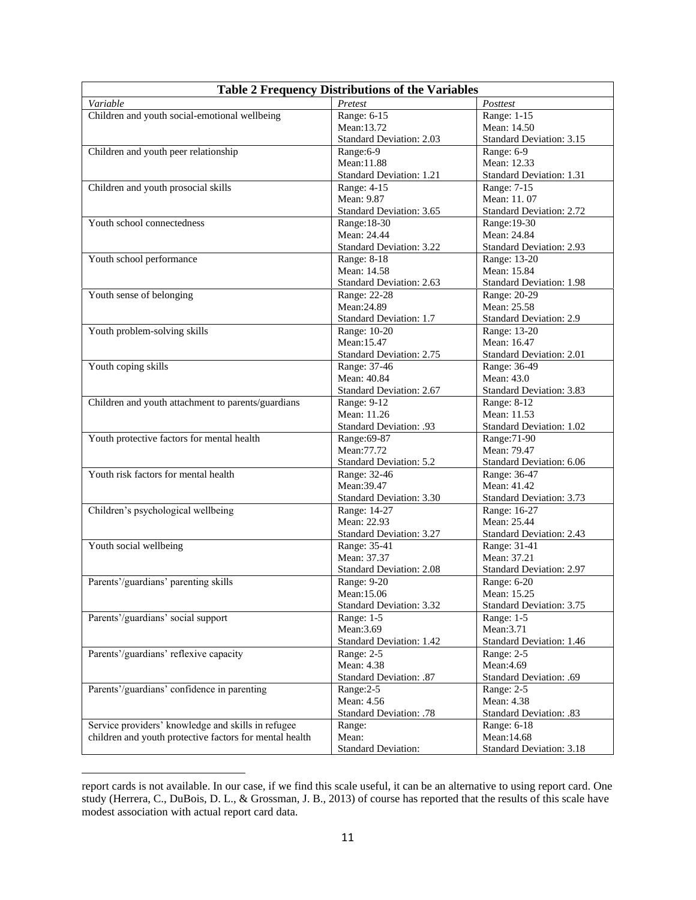| Table 2 Frequency Distributions of the Variables | | |
|---|---|---|
| *Variable* | *Pretest* | *Posttest* |
| Children and youth social-emotional wellbeing | Range: 6-15<br>Mean:13.72<br>Standard Deviation: 2.03 | Range: 1-15<br>Mean: 14.50<br>Standard Deviation: 3.15 |
| Children and youth peer relationship | Range:6-9<br>Mean:11.88<br>Standard Deviation: 1.21 | Range: 6-9<br>Mean: 12.33<br>Standard Deviation: 1.31 |
| Children and youth prosocial skills | Range: 4-15<br>Mean: 9.87<br>Standard Deviation: 3.65 | Range: 7-15<br>Mean: 11. 07<br>Standard Deviation: 2.72 |
| Youth school connectedness | Range:18-30<br>Mean: 24.44<br>Standard Deviation: 3.22 | Range:19-30<br>Mean: 24.84<br>Standard Deviation: 2.93 |
| Youth school performance | Range: 8-18<br>Mean: 14.58<br>Standard Deviation: 2.63 | Range: 13-20<br>Mean: 15.84<br>Standard Deviation: 1.98 |
| Youth sense of belonging | Range: 22-28<br>Mean:24.89<br>Standard Deviation: 1.7 | Range: 20-29<br>Mean: 25.58<br>Standard Deviation: 2.9 |
| Youth problem-solving skills | Range: 10-20<br>Mean:15.47<br>Standard Deviation: 2.75 | Range: 13-20<br>Mean: 16.47<br>Standard Deviation: 2.01 |
| Youth coping skills | Range: 37-46<br>Mean: 40.84<br>Standard Deviation: 2.67 | Range: 36-49<br>Mean: 43.0<br>Standard Deviation: 3.83 |
| Children and youth attachment to parents/guardians | Range: 9-12<br>Mean: 11.26<br>Standard Deviation: .93 | Range: 8-12<br>Mean: 11.53<br>Standard Deviation: 1.02 |
| Youth protective factors for mental health | Range:69-87<br>Mean:77.72<br>Standard Deviation: 5.2 | Range:71-90<br>Mean: 79.47<br>Standard Deviation: 6.06 |
| Youth risk factors for mental health | Range: 32-46<br>Mean:39.47<br>Standard Deviation: 3.30 | Range: 36-47<br>Mean: 41.42<br>Standard Deviation: 3.73 |
| Children's psychological wellbeing | Range: 14-27<br>Mean: 22.93<br>Standard Deviation: 3.27 | Range: 16-27<br>Mean: 25.44<br>Standard Deviation: 2.43 |
| Youth social wellbeing | Range: 35-41<br>Mean: 37.37<br>Standard Deviation: 2.08 | Range: 31-41<br>Mean: 37.21<br>Standard Deviation: 2.97 |
| Parents'/guardians' parenting skills | Range: 9-20<br>Mean:15.06<br>Standard Deviation: 3.32 | Range: 6-20<br>Mean: 15.25<br>Standard Deviation: 3.75 |
| Parents'/guardians' social support | Range: 1-5<br>Mean:3.69<br>Standard Deviation: 1.42 | Range: 1-5<br>Mean:3.71<br>Standard Deviation: 1.46 |
| Parents'/guardians' reflexive capacity | Range: 2-5<br>Mean: 4.38<br>Standard Deviation: .87 | Range: 2-5<br>Mean:4.69<br>Standard Deviation: .69 |
| Parents'/guardians' confidence in parenting | Range:2-5<br>Mean: 4.56<br>Standard Deviation: .78 | Range: 2-5<br>Mean: 4.38<br>Standard Deviation: .83 |
| Service providers' knowledge and skills in refugee children and youth protective factors for mental health | Range:<br>Mean:<br>Standard Deviation: | Range: 6-18<br>Mean:14.68<br>Standard Deviation: 3.18 |

report cards is not available. In our case, if we find this scale useful, it can be an alternative to using report card. One study (Herrera, C., DuBois, D. L., & Grossman, J. B., 2013) of course has reported that the results of this scale have modest association with actual report card data.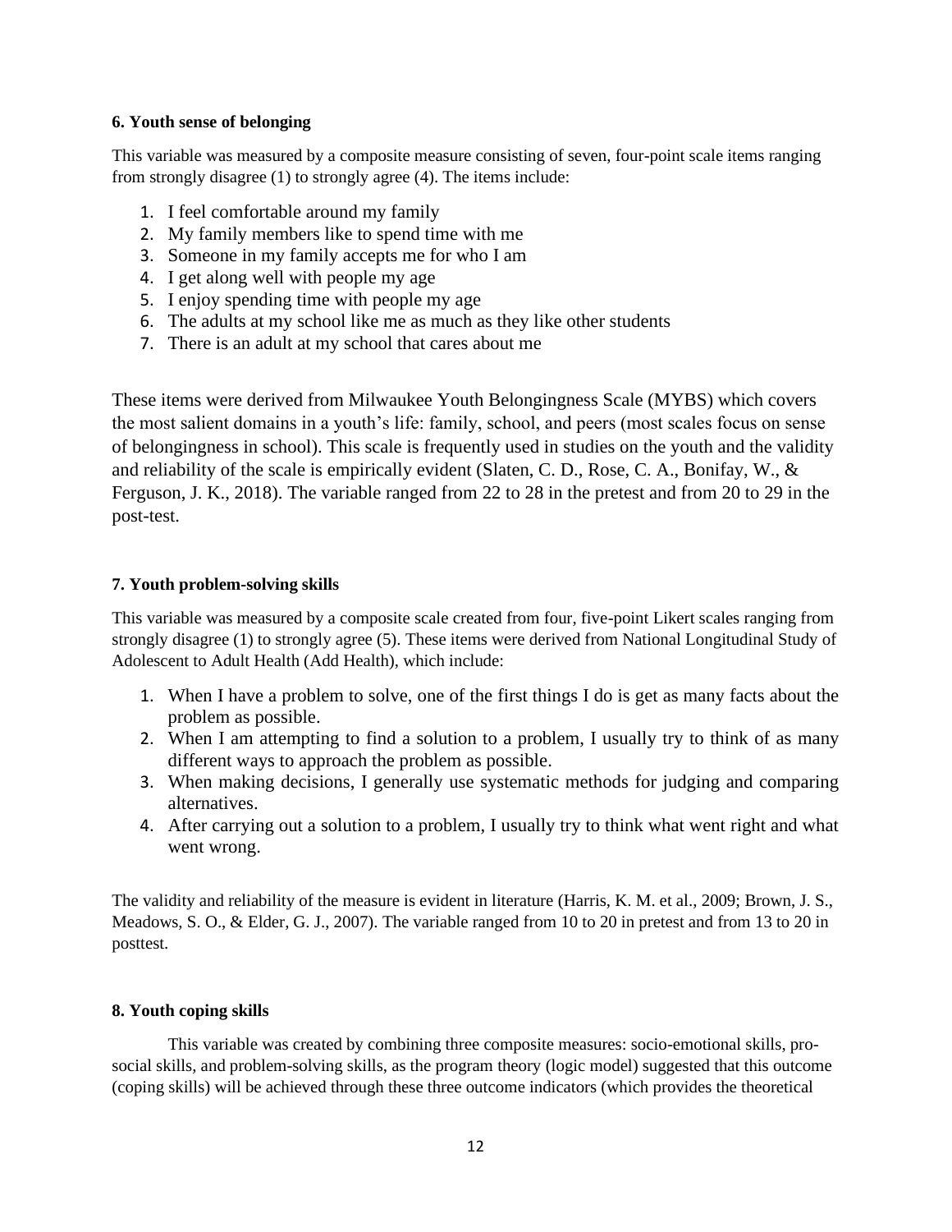**6. Youth sense of belonging**

This variable was measured by a composite measure consisting of seven, four-point scale items ranging from strongly disagree (1) to strongly agree (4). The items include:

1. I feel comfortable around my family
2. My family members like to spend time with me
3. Someone in my family accepts me for who I am
4. I get along well with people my age
5. I enjoy spending time with people my age
6. The adults at my school like me as much as they like other students
7. There is an adult at my school that cares about me

These items were derived from Milwaukee Youth Belongingness Scale (MYBS) which covers the most salient domains in a youth's life: family, school, and peers (most scales focus on sense of belongingness in school). This scale is frequently used in studies on the youth and the validity and reliability of the scale is empirically evident (Slaten, C. D., Rose, C. A., Bonifay, W., & Ferguson, J. K., 2018). The variable ranged from 22 to 28 in the pretest and from 20 to 29 in the post-test.

**7. Youth problem-solving skills**

This variable was measured by a composite scale created from four, five-point Likert scales ranging from strongly disagree (1) to strongly agree (5). These items were derived from National Longitudinal Study of Adolescent to Adult Health (Add Health), which include:

1. When I have a problem to solve, one of the first things I do is get as many facts about the problem as possible.
2. When I am attempting to find a solution to a problem, I usually try to think of as many different ways to approach the problem as possible.
3. When making decisions, I generally use systematic methods for judging and comparing alternatives.
4. After carrying out a solution to a problem, I usually try to think what went right and what went wrong.

The validity and reliability of the measure is evident in literature (Harris, K. M. et al., 2009; Brown, J. S., Meadows, S. O., & Elder, G. J., 2007). The variable ranged from 10 to 20 in pretest and from 13 to 20 in posttest.

**8. Youth coping skills**

This variable was created by combining three composite measures: socio-emotional skills, pro-social skills, and problem-solving skills, as the program theory (logic model) suggested that this outcome (coping skills) will be achieved through these three outcome indicators (which provides the theoretical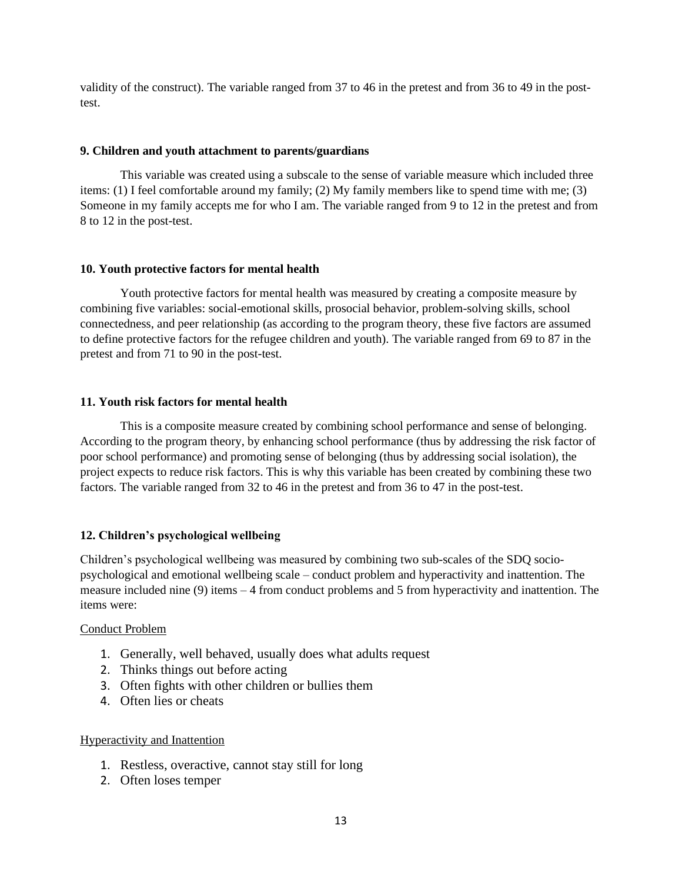validity of the construct). The variable ranged from 37 to 46 in the pretest and from 36 to 49 in the post-test.

**9. Children and youth attachment to parents/guardians**

This variable was created using a subscale to the sense of variable measure which included three items: (1) I feel comfortable around my family; (2) My family members like to spend time with me; (3) Someone in my family accepts me for who I am. The variable ranged from 9 to 12 in the pretest and from 8 to 12 in the post-test.

**10. Youth protective factors for mental health**

Youth protective factors for mental health was measured by creating a composite measure by combining five variables: social-emotional skills, prosocial behavior, problem-solving skills, school connectedness, and peer relationship (as according to the program theory, these five factors are assumed to define protective factors for the refugee children and youth). The variable ranged from 69 to 87 in the pretest and from 71 to 90 in the post-test.

**11. Youth risk factors for mental health**

This is a composite measure created by combining school performance and sense of belonging. According to the program theory, by enhancing school performance (thus by addressing the risk factor of poor school performance) and promoting sense of belonging (thus by addressing social isolation), the project expects to reduce risk factors. This is why this variable has been created by combining these two factors. The variable ranged from 32 to 46 in the pretest and from 36 to 47 in the post-test.

**12. Children's psychological wellbeing**

Children's psychological wellbeing was measured by combining two sub-scales of the SDQ socio-psychological and emotional wellbeing scale – conduct problem and hyperactivity and inattention. The measure included nine (9) items – 4 from conduct problems and 5 from hyperactivity and inattention. The items were:

Conduct Problem

1. Generally, well behaved, usually does what adults request
2. Thinks things out before acting
3. Often fights with other children or bullies them
4. Often lies or cheats

Hyperactivity and Inattention

1. Restless, overactive, cannot stay still for long
2. Often loses temper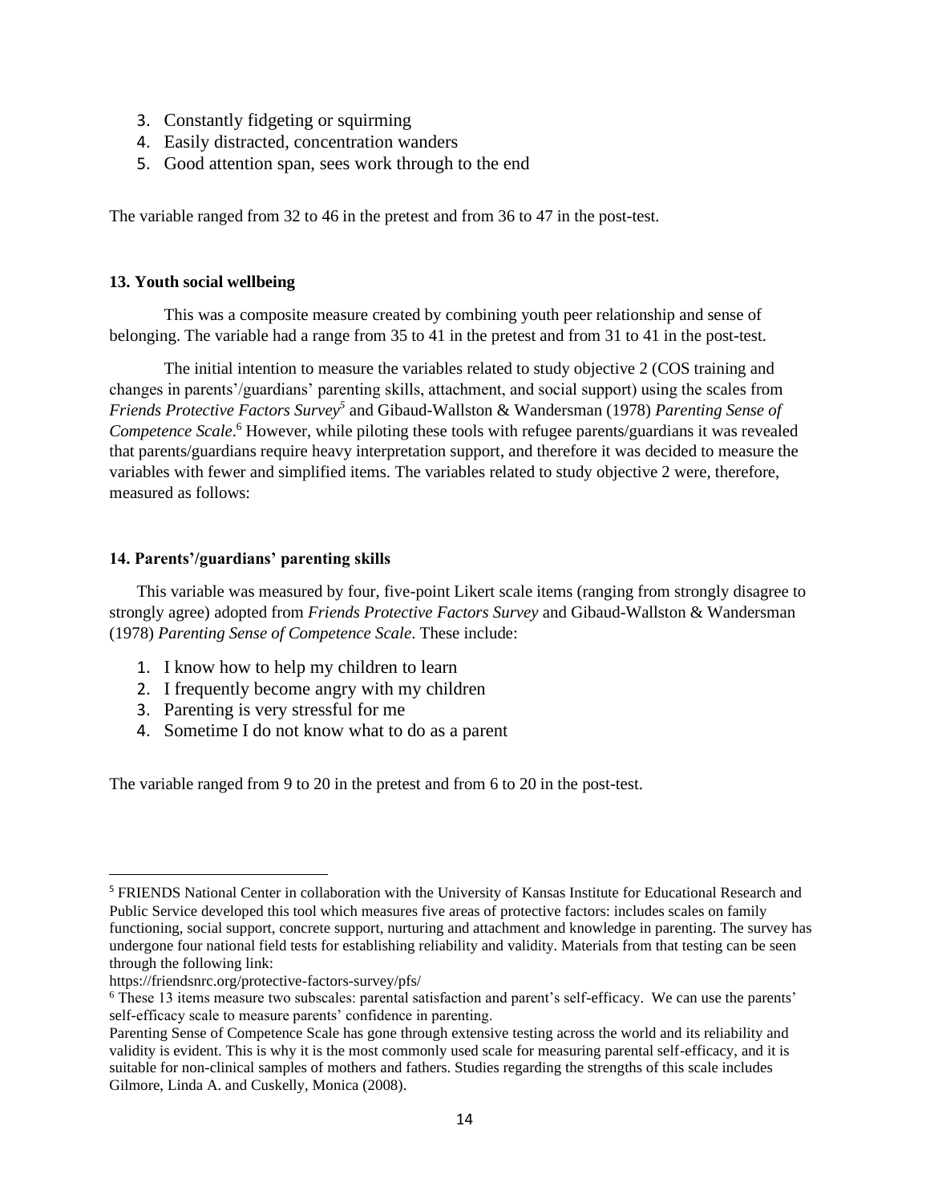3. Constantly fidgeting or squirming
4. Easily distracted, concentration wanders
5. Good attention span, sees work through to the end

The variable ranged from 32 to 46 in the pretest and from 36 to 47 in the post-test.

#### 13. Youth social wellbeing

This was a composite measure created by combining youth peer relationship and sense of belonging. The variable had a range from 35 to 41 in the pretest and from 31 to 41 in the post-test.

The initial intention to measure the variables related to study objective 2 (COS training and changes in parents'/guardians' parenting skills, attachment, and social support) using the scales from *Friends Protective Factors Survey*[5] and Gibaud-Wallston & Wandersman (1978) *Parenting Sense of Competence Scale*.[6] However, while piloting these tools with refugee parents/guardians it was revealed that parents/guardians require heavy interpretation support, and therefore it was decided to measure the variables with fewer and simplified items. The variables related to study objective 2 were, therefore, measured as follows:

#### 14. Parents'/guardians' parenting skills

This variable was measured by four, five-point Likert scale items (ranging from strongly disagree to strongly agree) adopted from *Friends Protective Factors Survey* and Gibaud-Wallston & Wandersman (1978) *Parenting Sense of Competence Scale*. These include:

1. I know how to help my children to learn
2. I frequently become angry with my children
3. Parenting is very stressful for me
4. Sometime I do not know what to do as a parent

The variable ranged from 9 to 20 in the pretest and from 6 to 20 in the post-test.

---

[5] FRIENDS National Center in collaboration with the University of Kansas Institute for Educational Research and Public Service developed this tool which measures five areas of protective factors: includes scales on family functioning, social support, concrete support, nurturing and attachment and knowledge in parenting. The survey has undergone four national field tests for establishing reliability and validity. Materials from that testing can be seen through the following link:
https://friendsnrc.org/protective-factors-survey/pfs/

[6] These 13 items measure two subscales: parental satisfaction and parent's self-efficacy. We can use the parents' self-efficacy scale to measure parents' confidence in parenting.
Parenting Sense of Competence Scale has gone through extensive testing across the world and its reliability and validity is evident. This is why it is the most commonly used scale for measuring parental self-efficacy, and it is suitable for non-clinical samples of mothers and fathers. Studies regarding the strengths of this scale includes Gilmore, Linda A. and Cuskelly, Monica (2008).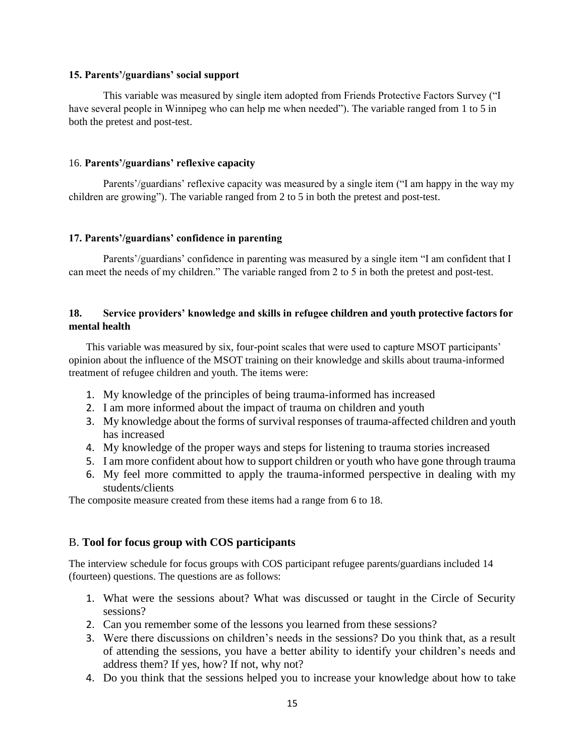#### 15. Parents'/guardians' social support

This variable was measured by single item adopted from Friends Protective Factors Survey ("I have several people in Winnipeg who can help me when needed"). The variable ranged from 1 to 5 in both the pretest and post-test.

#### 16. Parents'/guardians' reflexive capacity

Parents'/guardians' reflexive capacity was measured by a single item ("I am happy in the way my children are growing"). The variable ranged from 2 to 5 in both the pretest and post-test.

#### 17. Parents'/guardians' confidence in parenting

Parents'/guardians' confidence in parenting was measured by a single item "I am confident that I can meet the needs of my children." The variable ranged from 2 to 5 in both the pretest and post-test.

#### 18. Service providers' knowledge and skills in refugee children and youth protective factors for mental health

This variable was measured by six, four-point scales that were used to capture MSOT participants' opinion about the influence of the MSOT training on their knowledge and skills about trauma-informed treatment of refugee children and youth. The items were:

1. My knowledge of the principles of being trauma-informed has increased
2. I am more informed about the impact of trauma on children and youth
3. My knowledge about the forms of survival responses of trauma-affected children and youth has increased
4. My knowledge of the proper ways and steps for listening to trauma stories increased
5. I am more confident about how to support children or youth who have gone through trauma
6. My feel more committed to apply the trauma-informed perspective in dealing with my students/clients

The composite measure created from these items had a range from 6 to 18.

### B. Tool for focus group with COS participants

The interview schedule for focus groups with COS participant refugee parents/guardians included 14 (fourteen) questions. The questions are as follows:

1. What were the sessions about? What was discussed or taught in the Circle of Security sessions?
2. Can you remember some of the lessons you learned from these sessions?
3. Were there discussions on children's needs in the sessions? Do you think that, as a result of attending the sessions, you have a better ability to identify your children's needs and address them? If yes, how? If not, why not?
4. Do you think that the sessions helped you to increase your knowledge about how to take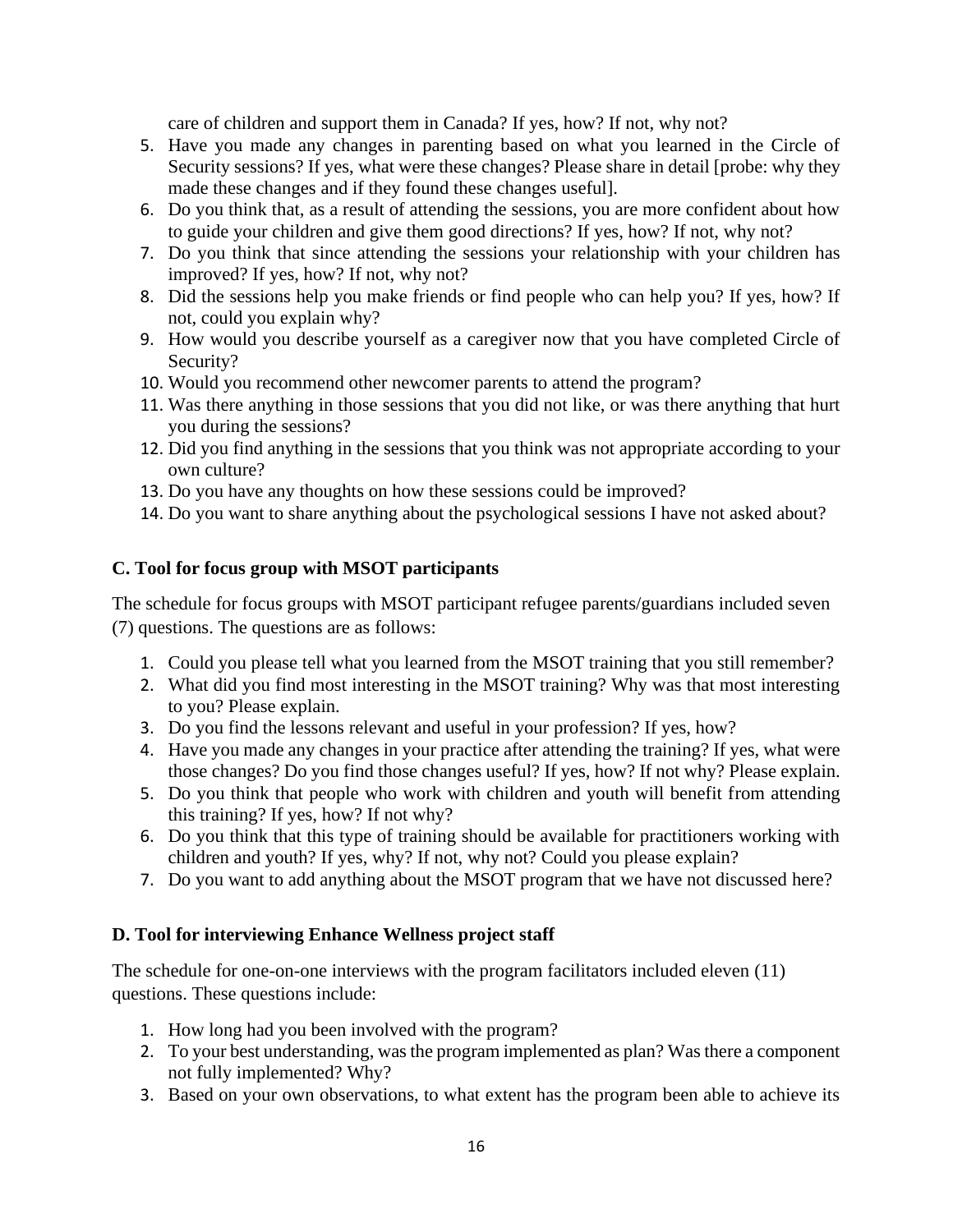care of children and support them in Canada? If yes, how? If not, why not?

5. Have you made any changes in parenting based on what you learned in the Circle of Security sessions? If yes, what were these changes? Please share in detail [probe: why they made these changes and if they found these changes useful].
6. Do you think that, as a result of attending the sessions, you are more confident about how to guide your children and give them good directions? If yes, how? If not, why not?
7. Do you think that since attending the sessions your relationship with your children has improved? If yes, how? If not, why not?
8. Did the sessions help you make friends or find people who can help you? If yes, how? If not, could you explain why?
9. How would you describe yourself as a caregiver now that you have completed Circle of Security?
10. Would you recommend other newcomer parents to attend the program?
11. Was there anything in those sessions that you did not like, or was there anything that hurt you during the sessions?
12. Did you find anything in the sessions that you think was not appropriate according to your own culture?
13. Do you have any thoughts on how these sessions could be improved?
14. Do you want to share anything about the psychological sessions I have not asked about?

### C. Tool for focus group with MSOT participants

The schedule for focus groups with MSOT participant refugee parents/guardians included seven (7) questions. The questions are as follows:

1. Could you please tell what you learned from the MSOT training that you still remember?
2. What did you find most interesting in the MSOT training? Why was that most interesting to you? Please explain.
3. Do you find the lessons relevant and useful in your profession? If yes, how?
4. Have you made any changes in your practice after attending the training? If yes, what were those changes? Do you find those changes useful? If yes, how? If not why? Please explain.
5. Do you think that people who work with children and youth will benefit from attending this training? If yes, how? If not why?
6. Do you think that this type of training should be available for practitioners working with children and youth? If yes, why? If not, why not? Could you please explain?
7. Do you want to add anything about the MSOT program that we have not discussed here?

### D. Tool for interviewing Enhance Wellness project staff

The schedule for one-on-one interviews with the program facilitators included eleven (11) questions. These questions include:

1. How long had you been involved with the program?
2. To your best understanding, was the program implemented as plan? Was there a component not fully implemented? Why?
3. Based on your own observations, to what extent has the program been able to achieve its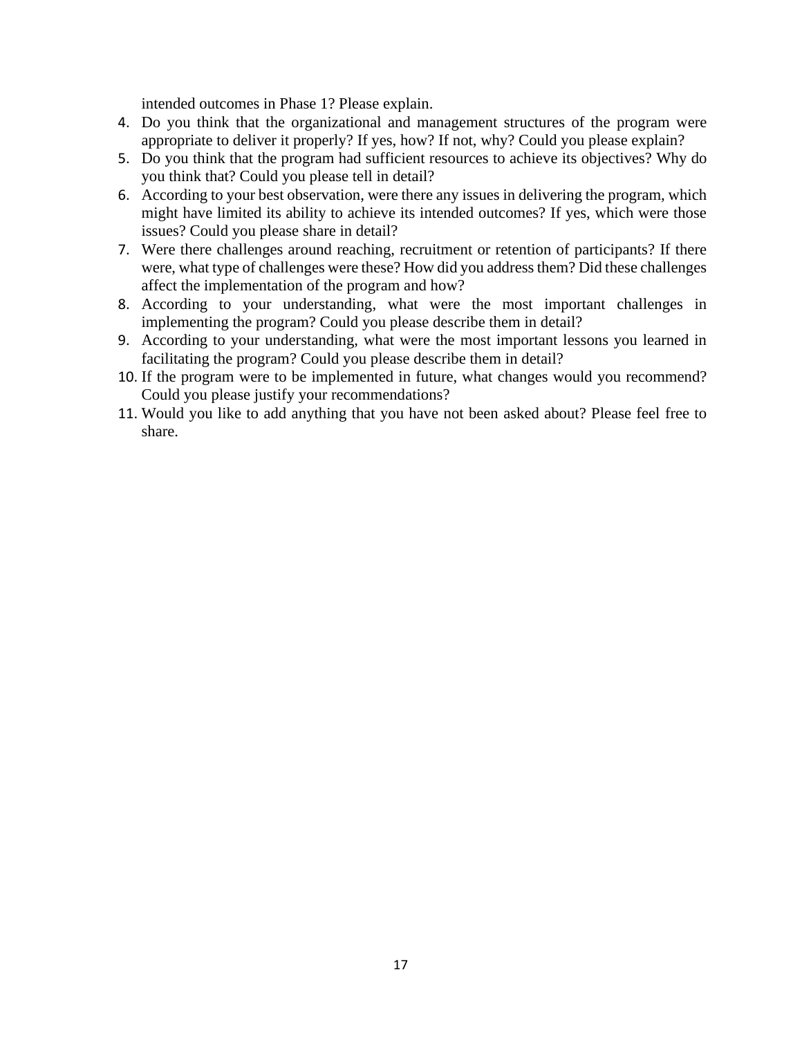intended outcomes in Phase 1? Please explain.

4. Do you think that the organizational and management structures of the program were appropriate to deliver it properly? If yes, how? If not, why? Could you please explain?
5. Do you think that the program had sufficient resources to achieve its objectives? Why do you think that? Could you please tell in detail?
6. According to your best observation, were there any issues in delivering the program, which might have limited its ability to achieve its intended outcomes? If yes, which were those issues? Could you please share in detail?
7. Were there challenges around reaching, recruitment or retention of participants? If there were, what type of challenges were these? How did you address them? Did these challenges affect the implementation of the program and how?
8. According to your understanding, what were the most important challenges in implementing the program? Could you please describe them in detail?
9. According to your understanding, what were the most important lessons you learned in facilitating the program? Could you please describe them in detail?
10. If the program were to be implemented in future, what changes would you recommend? Could you please justify your recommendations?
11. Would you like to add anything that you have not been asked about? Please feel free to share.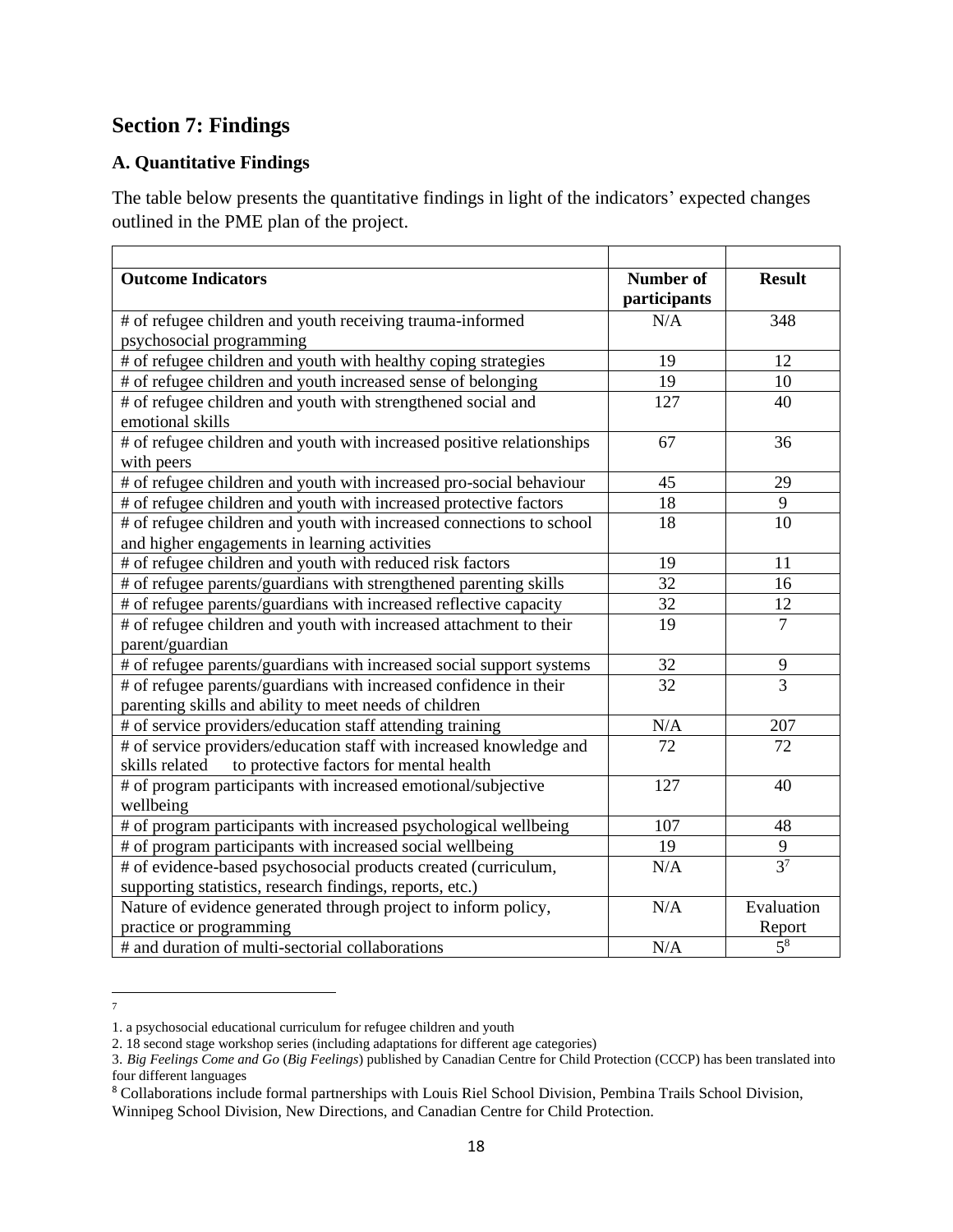## Section 7: Findings

### A. Quantitative Findings

The table below presents the quantitative findings in light of the indicators' expected changes outlined in the PME plan of the project.

| Outcome Indicators | Number of participants | Result |
|---|---|---|
| # of refugee children and youth receiving trauma-informed psychosocial programming | N/A | 348 |
| # of refugee children and youth with healthy coping strategies | 19 | 12 |
| # of refugee children and youth increased sense of belonging | 19 | 10 |
| # of refugee children and youth with strengthened social and emotional skills | 127 | 40 |
| # of refugee children and youth with increased positive relationships with peers | 67 | 36 |
| # of refugee children and youth with increased pro-social behaviour | 45 | 29 |
| # of refugee children and youth with increased protective factors | 18 | 9 |
| # of refugee children and youth with increased connections to school and higher engagements in learning activities | 18 | 10 |
| # of refugee children and youth with reduced risk factors | 19 | 11 |
| # of refugee parents/guardians with strengthened parenting skills | 32 | 16 |
| # of refugee parents/guardians with increased reflective capacity | 32 | 12 |
| # of refugee children and youth with increased attachment to their parent/guardian | 19 | 7 |
| # of refugee parents/guardians with increased social support systems | 32 | 9 |
| # of refugee parents/guardians with increased confidence in their parenting skills and ability to meet needs of children | 32 | 3 |
| # of service providers/education staff attending training | N/A | 207 |
| # of service providers/education staff with increased knowledge and skills related to protective factors for mental health | 72 | 72 |
| # of program participants with increased emotional/subjective wellbeing | 127 | 40 |
| # of program participants with increased psychological wellbeing | 107 | 48 |
| # of program participants with increased social wellbeing | 19 | 9 |
| # of evidence-based psychosocial products created (curriculum, supporting statistics, research findings, reports, etc.) | N/A | 3[7] |
| Nature of evidence generated through project to inform policy, practice or programming | N/A | Evaluation Report |
| # and duration of multi-sectorial collaborations | N/A | 5[8] |

---

[7]

1. a psychosocial educational curriculum for refugee children and youth
2. 18 second stage workshop series (including adaptations for different age categories)
3. *Big Feelings Come and Go* (*Big Feelings*) published by Canadian Centre for Child Protection (CCCP) has been translated into four different languages

[8] Collaborations include formal partnerships with Louis Riel School Division, Pembina Trails School Division, Winnipeg School Division, New Directions, and Canadian Centre for Child Protection.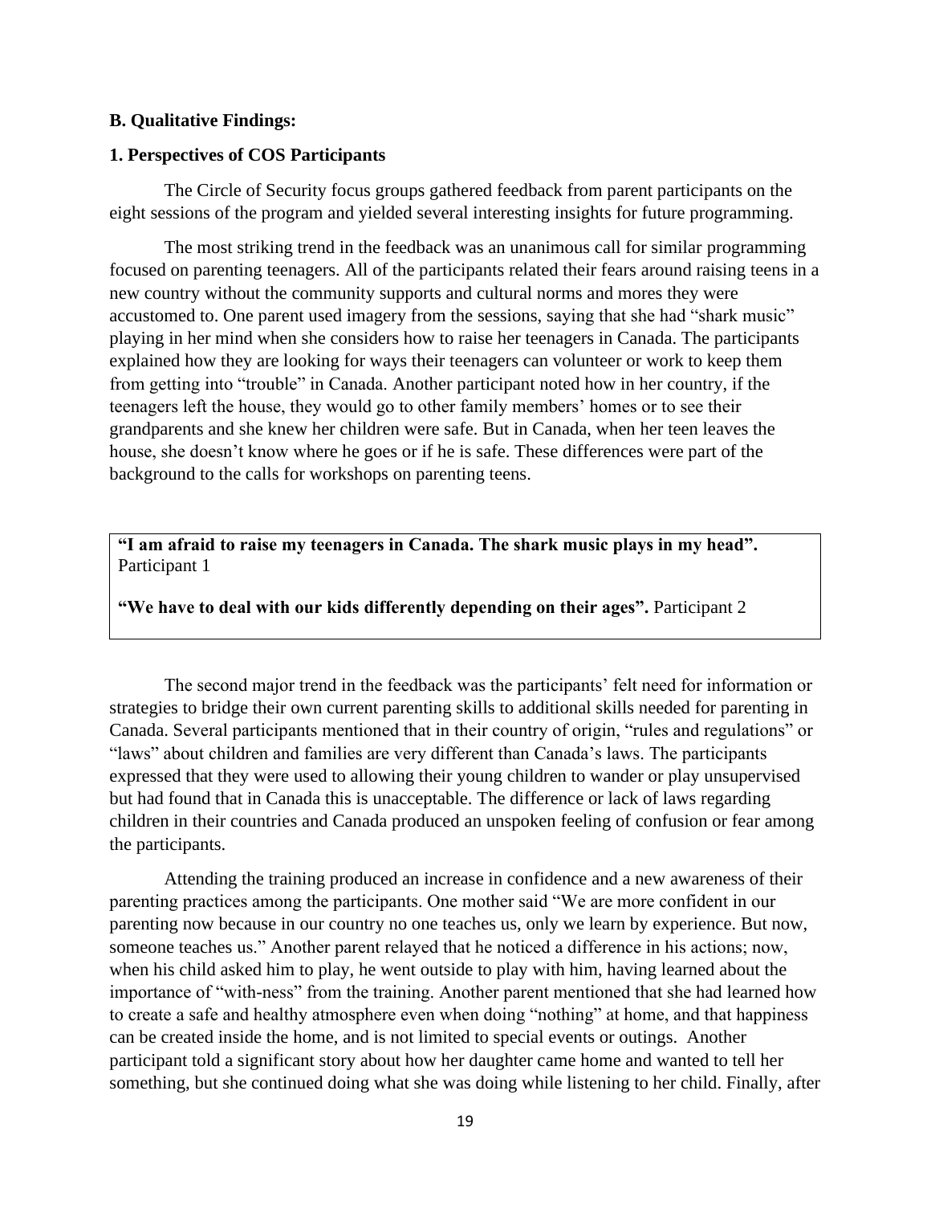**B. Qualitative Findings:**

**1. Perspectives of COS Participants**

The Circle of Security focus groups gathered feedback from parent participants on the eight sessions of the program and yielded several interesting insights for future programming.

The most striking trend in the feedback was an unanimous call for similar programming focused on parenting teenagers. All of the participants related their fears around raising teens in a new country without the community supports and cultural norms and mores they were accustomed to. One parent used imagery from the sessions, saying that she had "shark music" playing in her mind when she considers how to raise her teenagers in Canada. The participants explained how they are looking for ways their teenagers can volunteer or work to keep them from getting into "trouble" in Canada. Another participant noted how in her country, if the teenagers left the house, they would go to other family members' homes or to see their grandparents and she knew her children were safe. But in Canada, when her teen leaves the house, she doesn't know where he goes or if he is safe. These differences were part of the background to the calls for workshops on parenting teens.

> **"I am afraid to raise my teenagers in Canada. The shark music plays in my head".** Participant 1
>
> **"We have to deal with our kids differently depending on their ages".** Participant 2

The second major trend in the feedback was the participants' felt need for information or strategies to bridge their own current parenting skills to additional skills needed for parenting in Canada. Several participants mentioned that in their country of origin, "rules and regulations" or "laws" about children and families are very different than Canada's laws. The participants expressed that they were used to allowing their young children to wander or play unsupervised but had found that in Canada this is unacceptable. The difference or lack of laws regarding children in their countries and Canada produced an unspoken feeling of confusion or fear among the participants.

Attending the training produced an increase in confidence and a new awareness of their parenting practices among the participants. One mother said "We are more confident in our parenting now because in our country no one teaches us, only we learn by experience. But now, someone teaches us." Another parent relayed that he noticed a difference in his actions; now, when his child asked him to play, he went outside to play with him, having learned about the importance of "with-ness" from the training. Another parent mentioned that she had learned how to create a safe and healthy atmosphere even when doing "nothing" at home, and that happiness can be created inside the home, and is not limited to special events or outings. Another participant told a significant story about how her daughter came home and wanted to tell her something, but she continued doing what she was doing while listening to her child. Finally, after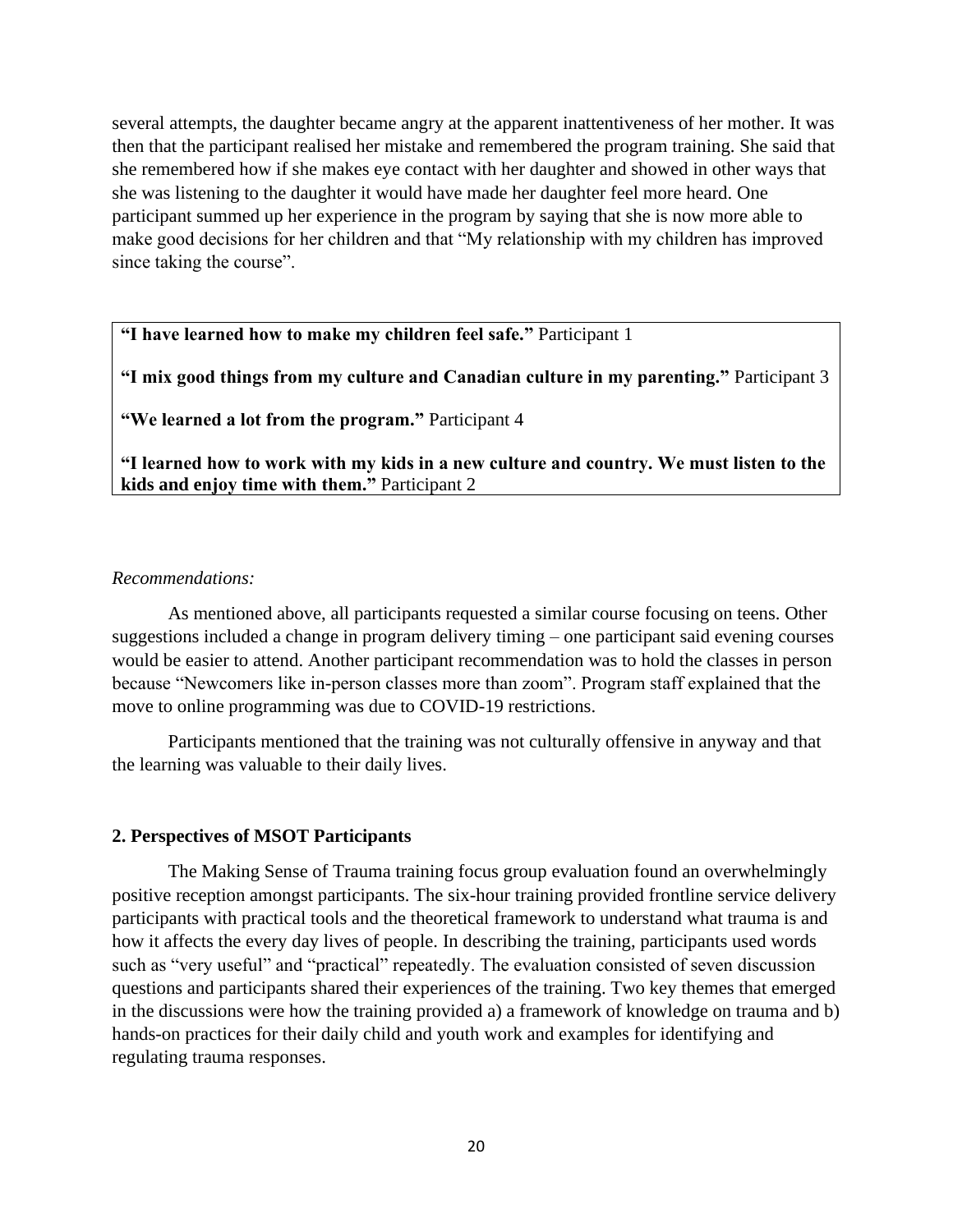several attempts, the daughter became angry at the apparent inattentiveness of her mother. It was then that the participant realised her mistake and remembered the program training. She said that she remembered how if she makes eye contact with her daughter and showed in other ways that she was listening to the daughter it would have made her daughter feel more heard. One participant summed up her experience in the program by saying that she is now more able to make good decisions for her children and that "My relationship with my children has improved since taking the course".

> **"I have learned how to make my children feel safe."** Participant 1
>
> **"I mix good things from my culture and Canadian culture in my parenting."** Participant 3
>
> **"We learned a lot from the program."** Participant 4
>
> **"I learned how to work with my kids in a new culture and country. We must listen to the kids and enjoy time with them."** Participant 2

*Recommendations:*

As mentioned above, all participants requested a similar course focusing on teens. Other suggestions included a change in program delivery timing – one participant said evening courses would be easier to attend. Another participant recommendation was to hold the classes in person because "Newcomers like in-person classes more than zoom". Program staff explained that the move to online programming was due to COVID-19 restrictions.

Participants mentioned that the training was not culturally offensive in anyway and that the learning was valuable to their daily lives.

### 2. Perspectives of MSOT Participants

The Making Sense of Trauma training focus group evaluation found an overwhelmingly positive reception amongst participants. The six-hour training provided frontline service delivery participants with practical tools and the theoretical framework to understand what trauma is and how it affects the every day lives of people. In describing the training, participants used words such as "very useful" and "practical" repeatedly. The evaluation consisted of seven discussion questions and participants shared their experiences of the training. Two key themes that emerged in the discussions were how the training provided a) a framework of knowledge on trauma and b) hands-on practices for their daily child and youth work and examples for identifying and regulating trauma responses.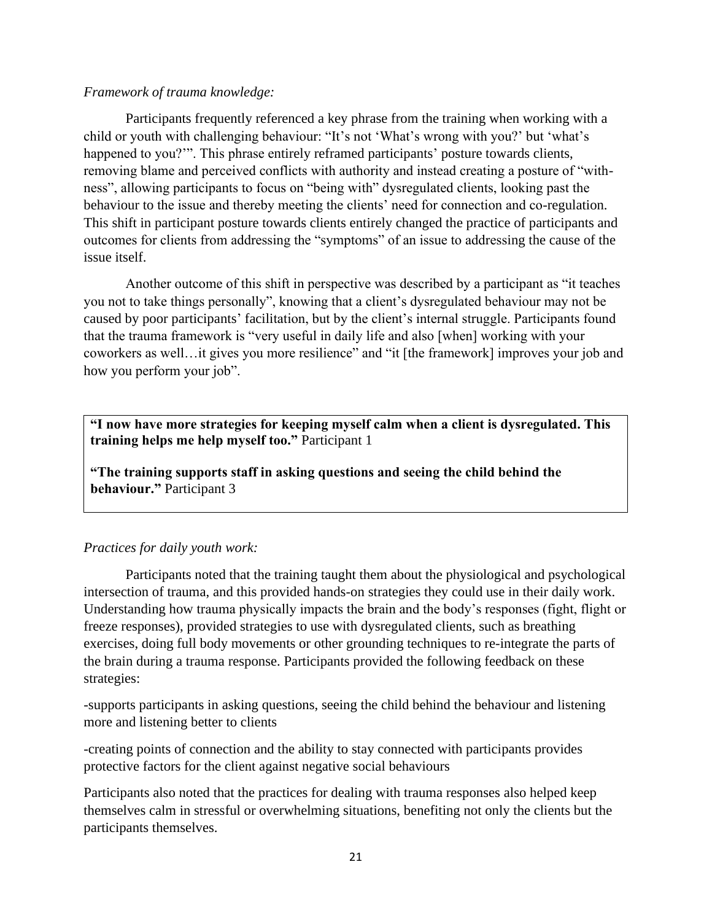*Framework of trauma knowledge:*

Participants frequently referenced a key phrase from the training when working with a child or youth with challenging behaviour: "It's not 'What's wrong with you?' but 'what's happened to you?'". This phrase entirely reframed participants' posture towards clients, removing blame and perceived conflicts with authority and instead creating a posture of "with-ness", allowing participants to focus on "being with" dysregulated clients, looking past the behaviour to the issue and thereby meeting the clients' need for connection and co-regulation. This shift in participant posture towards clients entirely changed the practice of participants and outcomes for clients from addressing the "symptoms" of an issue to addressing the cause of the issue itself.

Another outcome of this shift in perspective was described by a participant as "it teaches you not to take things personally", knowing that a client's dysregulated behaviour may not be caused by poor participants' facilitation, but by the client's internal struggle. Participants found that the trauma framework is "very useful in daily life and also [when] working with your coworkers as well…it gives you more resilience" and "it [the framework] improves your job and how you perform your job".

> **"I now have more strategies for keeping myself calm when a client is dysregulated. This training helps me help myself too."** Participant 1
>
> **"The training supports staff in asking questions and seeing the child behind the behaviour."** Participant 3

*Practices for daily youth work:*

Participants noted that the training taught them about the physiological and psychological intersection of trauma, and this provided hands-on strategies they could use in their daily work. Understanding how trauma physically impacts the brain and the body's responses (fight, flight or freeze responses), provided strategies to use with dysregulated clients, such as breathing exercises, doing full body movements or other grounding techniques to re-integrate the parts of the brain during a trauma response. Participants provided the following feedback on these strategies:

-supports participants in asking questions, seeing the child behind the behaviour and listening more and listening better to clients

-creating points of connection and the ability to stay connected with participants provides protective factors for the client against negative social behaviours

Participants also noted that the practices for dealing with trauma responses also helped keep themselves calm in stressful or overwhelming situations, benefiting not only the clients but the participants themselves.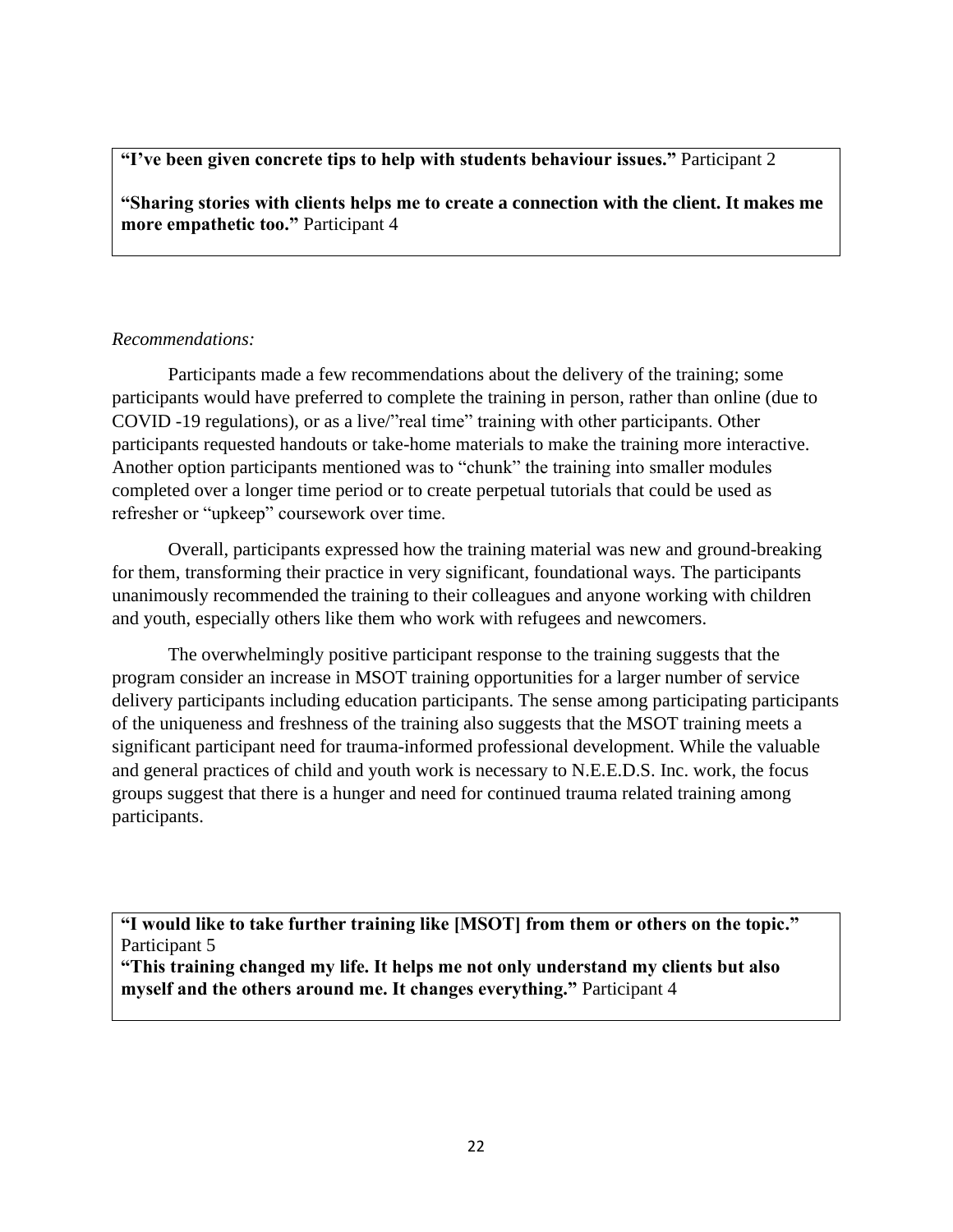**"I've been given concrete tips to help with students behaviour issues."** Participant 2

**"Sharing stories with clients helps me to create a connection with the client. It makes me more empathetic too."** Participant 4

*Recommendations:*

Participants made a few recommendations about the delivery of the training; some participants would have preferred to complete the training in person, rather than online (due to COVID -19 regulations), or as a live/"real time" training with other participants. Other participants requested handouts or take-home materials to make the training more interactive. Another option participants mentioned was to "chunk" the training into smaller modules completed over a longer time period or to create perpetual tutorials that could be used as refresher or "upkeep" coursework over time.

Overall, participants expressed how the training material was new and ground-breaking for them, transforming their practice in very significant, foundational ways. The participants unanimously recommended the training to their colleagues and anyone working with children and youth, especially others like them who work with refugees and newcomers.

The overwhelmingly positive participant response to the training suggests that the program consider an increase in MSOT training opportunities for a larger number of service delivery participants including education participants. The sense among participating participants of the uniqueness and freshness of the training also suggests that the MSOT training meets a significant participant need for trauma-informed professional development. While the valuable and general practices of child and youth work is necessary to N.E.E.D.S. Inc. work, the focus groups suggest that there is a hunger and need for continued trauma related training among participants.

**"I would like to take further training like [MSOT] from them or others on the topic."** Participant 5
**"This training changed my life. It helps me not only understand my clients but also myself and the others around me. It changes everything."** Participant 4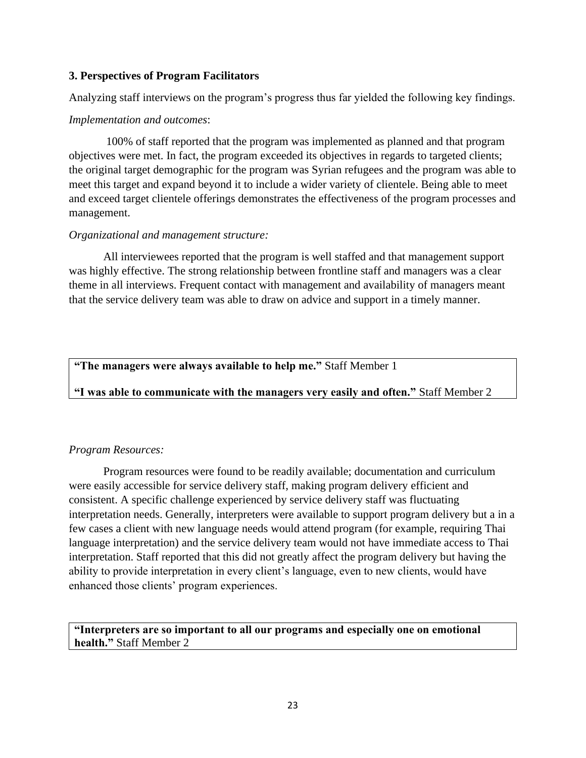### 3. Perspectives of Program Facilitators

Analyzing staff interviews on the program's progress thus far yielded the following key findings.

*Implementation and outcomes*:

100% of staff reported that the program was implemented as planned and that program objectives were met. In fact, the program exceeded its objectives in regards to targeted clients; the original target demographic for the program was Syrian refugees and the program was able to meet this target and expand beyond it to include a wider variety of clientele. Being able to meet and exceed target clientele offerings demonstrates the effectiveness of the program processes and management.

*Organizational and management structure:*

All interviewees reported that the program is well staffed and that management support was highly effective. The strong relationship between frontline staff and managers was a clear theme in all interviews. Frequent contact with management and availability of managers meant that the service delivery team was able to draw on advice and support in a timely manner.

> **"The managers were always available to help me."** Staff Member 1
>
> **"I was able to communicate with the managers very easily and often."** Staff Member 2

*Program Resources:*

Program resources were found to be readily available; documentation and curriculum were easily accessible for service delivery staff, making program delivery efficient and consistent. A specific challenge experienced by service delivery staff was fluctuating interpretation needs. Generally, interpreters were available to support program delivery but a in a few cases a client with new language needs would attend program (for example, requiring Thai language interpretation) and the service delivery team would not have immediate access to Thai interpretation. Staff reported that this did not greatly affect the program delivery but having the ability to provide interpretation in every client's language, even to new clients, would have enhanced those clients' program experiences.

> **"Interpreters are so important to all our programs and especially one on emotional health."** Staff Member 2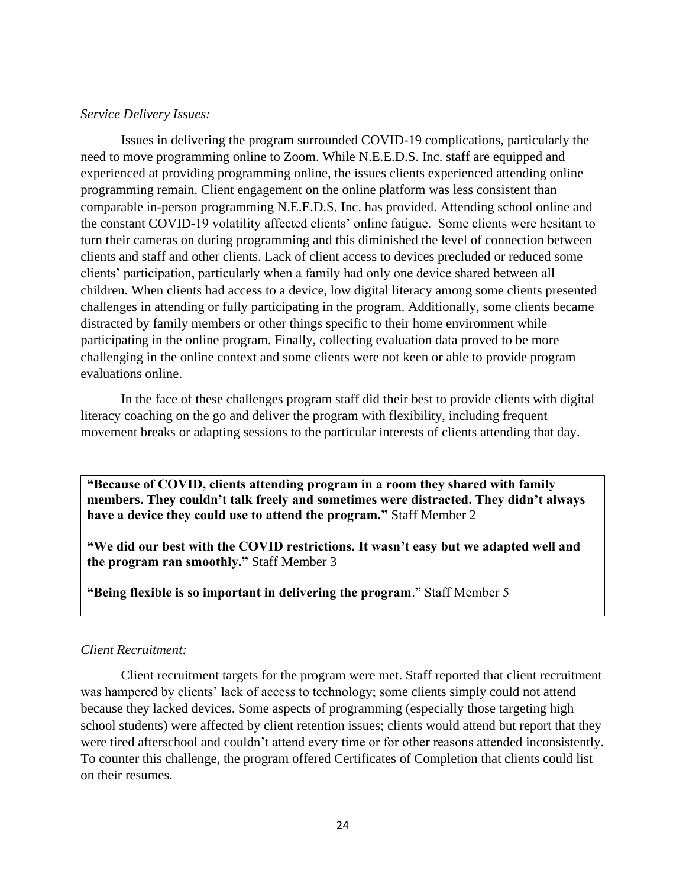*Service Delivery Issues:*

Issues in delivering the program surrounded COVID-19 complications, particularly the need to move programming online to Zoom. While N.E.E.D.S. Inc. staff are equipped and experienced at providing programming online, the issues clients experienced attending online programming remain. Client engagement on the online platform was less consistent than comparable in-person programming N.E.E.D.S. Inc. has provided. Attending school online and the constant COVID-19 volatility affected clients' online fatigue. Some clients were hesitant to turn their cameras on during programming and this diminished the level of connection between clients and staff and other clients. Lack of client access to devices precluded or reduced some clients' participation, particularly when a family had only one device shared between all children. When clients had access to a device, low digital literacy among some clients presented challenges in attending or fully participating in the program. Additionally, some clients became distracted by family members or other things specific to their home environment while participating in the online program. Finally, collecting evaluation data proved to be more challenging in the online context and some clients were not keen or able to provide program evaluations online.

In the face of these challenges program staff did their best to provide clients with digital literacy coaching on the go and deliver the program with flexibility, including frequent movement breaks or adapting sessions to the particular interests of clients attending that day.

**"Because of COVID, clients attending program in a room they shared with family members. They couldn't talk freely and sometimes were distracted. They didn't always have a device they could use to attend the program."** Staff Member 2

**"We did our best with the COVID restrictions. It wasn't easy but we adapted well and the program ran smoothly."** Staff Member 3

**"Being flexible is so important in delivering the program**." Staff Member 5

*Client Recruitment:*

Client recruitment targets for the program were met. Staff reported that client recruitment was hampered by clients' lack of access to technology; some clients simply could not attend because they lacked devices. Some aspects of programming (especially those targeting high school students) were affected by client retention issues; clients would attend but report that they were tired afterschool and couldn't attend every time or for other reasons attended inconsistently. To counter this challenge, the program offered Certificates of Completion that clients could list on their resumes.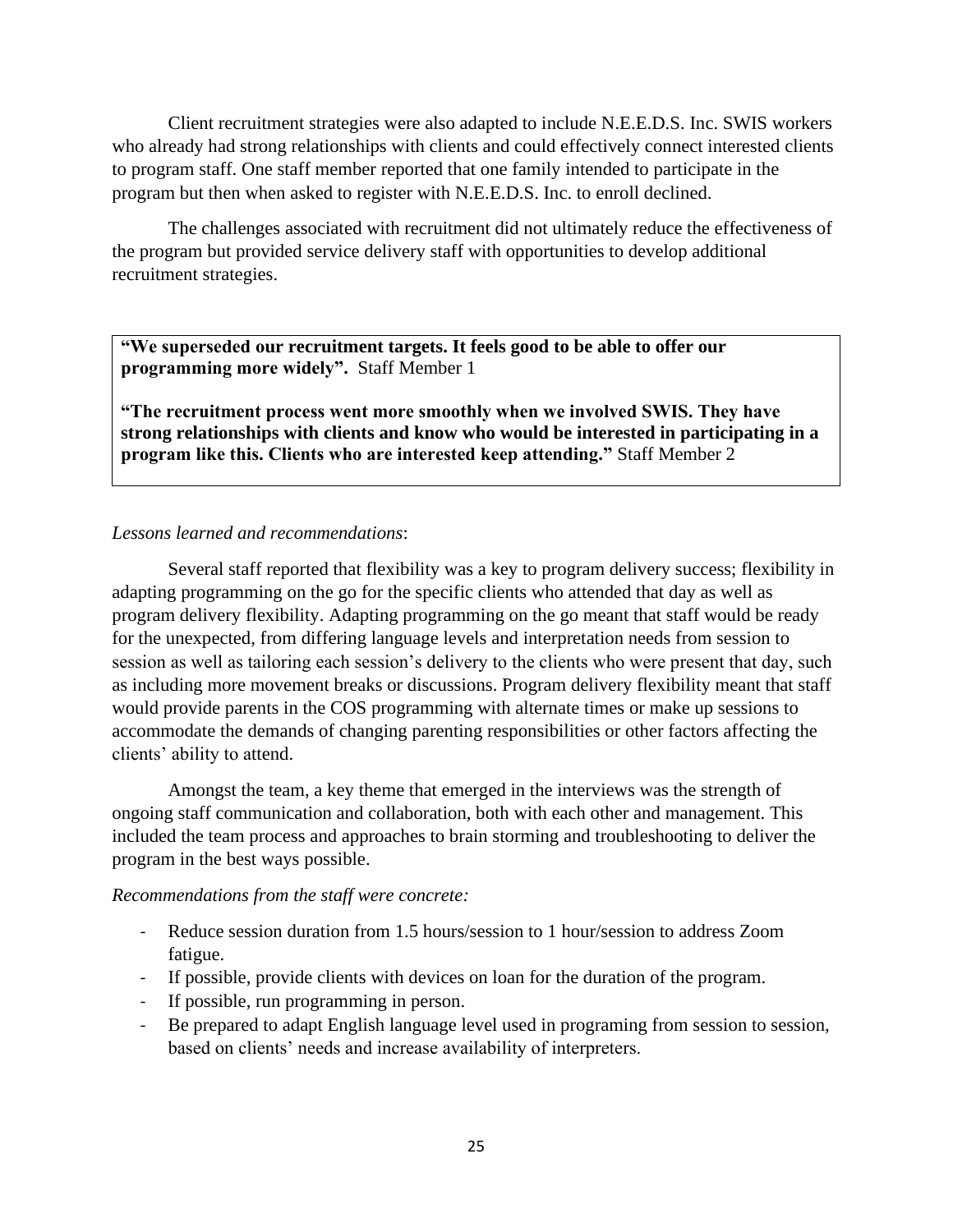Client recruitment strategies were also adapted to include N.E.E.D.S. Inc. SWIS workers who already had strong relationships with clients and could effectively connect interested clients to program staff. One staff member reported that one family intended to participate in the program but then when asked to register with N.E.E.D.S. Inc. to enroll declined.

The challenges associated with recruitment did not ultimately reduce the effectiveness of the program but provided service delivery staff with opportunities to develop additional recruitment strategies.

> **"We superseded our recruitment targets. It feels good to be able to offer our programming more widely".** Staff Member 1
>
> **"The recruitment process went more smoothly when we involved SWIS. They have strong relationships with clients and know who would be interested in participating in a program like this. Clients who are interested keep attending."** Staff Member 2

*Lessons learned and recommendations*:

Several staff reported that flexibility was a key to program delivery success; flexibility in adapting programming on the go for the specific clients who attended that day as well as program delivery flexibility. Adapting programming on the go meant that staff would be ready for the unexpected, from differing language levels and interpretation needs from session to session as well as tailoring each session's delivery to the clients who were present that day, such as including more movement breaks or discussions. Program delivery flexibility meant that staff would provide parents in the COS programming with alternate times or make up sessions to accommodate the demands of changing parenting responsibilities or other factors affecting the clients' ability to attend.

Amongst the team, a key theme that emerged in the interviews was the strength of ongoing staff communication and collaboration, both with each other and management. This included the team process and approaches to brain storming and troubleshooting to deliver the program in the best ways possible.

*Recommendations from the staff were concrete:*

- Reduce session duration from 1.5 hours/session to 1 hour/session to address Zoom fatigue.
- If possible, provide clients with devices on loan for the duration of the program.
- If possible, run programming in person.
- Be prepared to adapt English language level used in programing from session to session, based on clients' needs and increase availability of interpreters.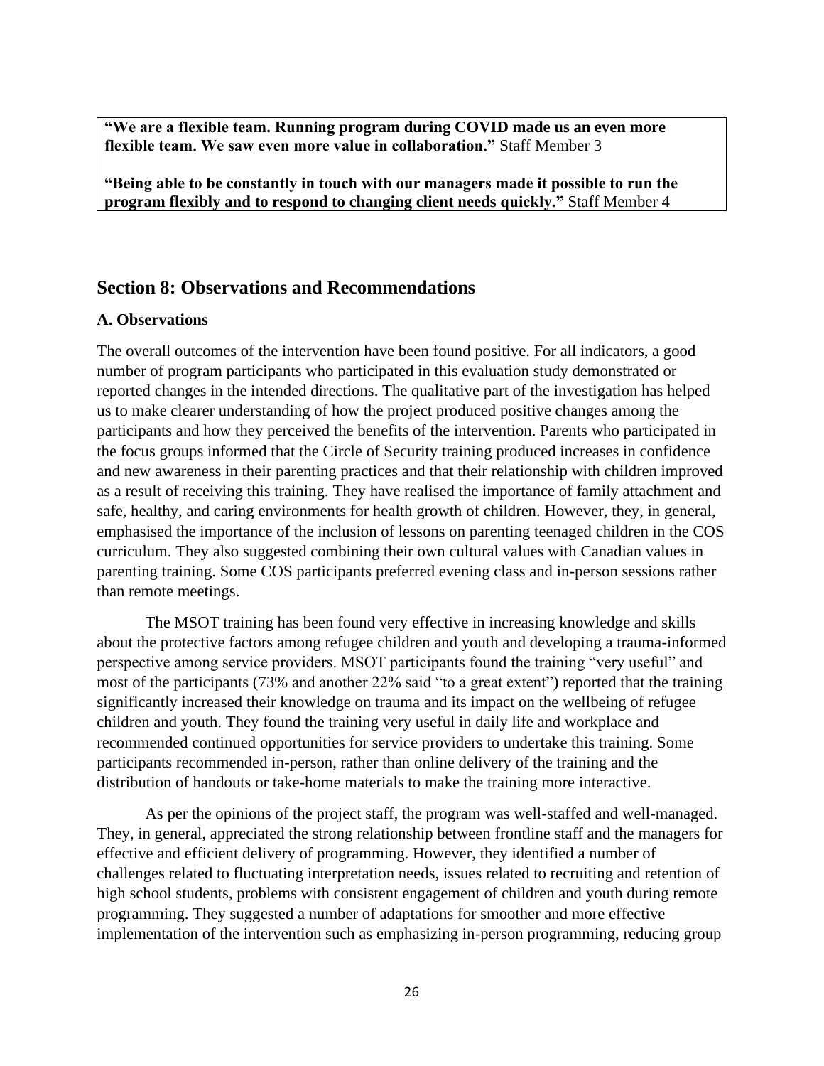**"We are a flexible team. Running program during COVID made us an even more flexible team. We saw even more value in collaboration."** Staff Member 3

**"Being able to be constantly in touch with our managers made it possible to run the program flexibly and to respond to changing client needs quickly."** Staff Member 4

## Section 8: Observations and Recommendations

### A. Observations

The overall outcomes of the intervention have been found positive. For all indicators, a good number of program participants who participated in this evaluation study demonstrated or reported changes in the intended directions. The qualitative part of the investigation has helped us to make clearer understanding of how the project produced positive changes among the participants and how they perceived the benefits of the intervention. Parents who participated in the focus groups informed that the Circle of Security training produced increases in confidence and new awareness in their parenting practices and that their relationship with children improved as a result of receiving this training. They have realised the importance of family attachment and safe, healthy, and caring environments for health growth of children. However, they, in general, emphasised the importance of the inclusion of lessons on parenting teenaged children in the COS curriculum. They also suggested combining their own cultural values with Canadian values in parenting training. Some COS participants preferred evening class and in-person sessions rather than remote meetings.

The MSOT training has been found very effective in increasing knowledge and skills about the protective factors among refugee children and youth and developing a trauma-informed perspective among service providers. MSOT participants found the training "very useful" and most of the participants (73% and another 22% said "to a great extent") reported that the training significantly increased their knowledge on trauma and its impact on the wellbeing of refugee children and youth. They found the training very useful in daily life and workplace and recommended continued opportunities for service providers to undertake this training. Some participants recommended in-person, rather than online delivery of the training and the distribution of handouts or take-home materials to make the training more interactive.

As per the opinions of the project staff, the program was well-staffed and well-managed. They, in general, appreciated the strong relationship between frontline staff and the managers for effective and efficient delivery of programming. However, they identified a number of challenges related to fluctuating interpretation needs, issues related to recruiting and retention of high school students, problems with consistent engagement of children and youth during remote programming. They suggested a number of adaptations for smoother and more effective implementation of the intervention such as emphasizing in-person programming, reducing group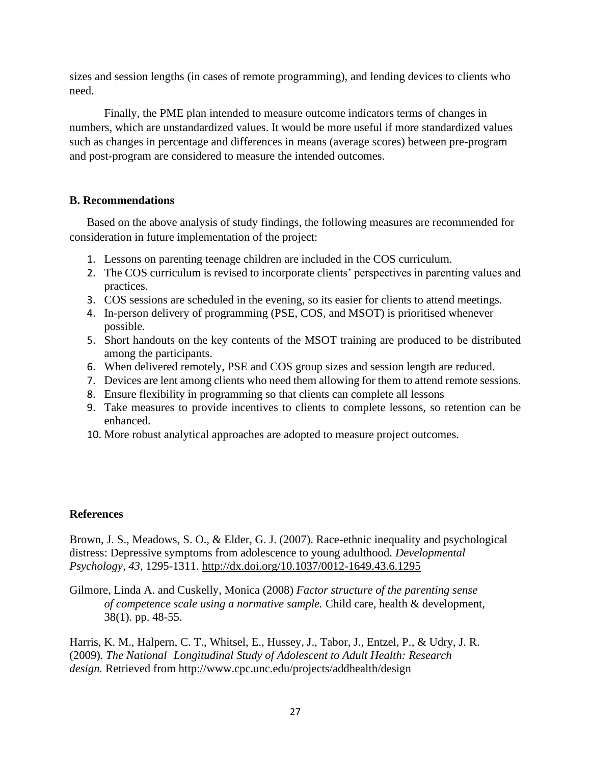sizes and session lengths (in cases of remote programming), and lending devices to clients who need.

Finally, the PME plan intended to measure outcome indicators terms of changes in numbers, which are unstandardized values. It would be more useful if more standardized values such as changes in percentage and differences in means (average scores) between pre-program and post-program are considered to measure the intended outcomes.

**B. Recommendations**

Based on the above analysis of study findings, the following measures are recommended for consideration in future implementation of the project:

1. Lessons on parenting teenage children are included in the COS curriculum.
2. The COS curriculum is revised to incorporate clients' perspectives in parenting values and practices.
3. COS sessions are scheduled in the evening, so its easier for clients to attend meetings.
4. In-person delivery of programming (PSE, COS, and MSOT) is prioritised whenever possible.
5. Short handouts on the key contents of the MSOT training are produced to be distributed among the participants.
6. When delivered remotely, PSE and COS group sizes and session length are reduced.
7. Devices are lent among clients who need them allowing for them to attend remote sessions.
8. Ensure flexibility in programming so that clients can complete all lessons
9. Take measures to provide incentives to clients to complete lessons, so retention can be enhanced.
10. More robust analytical approaches are adopted to measure project outcomes.

**References**

Brown, J. S., Meadows, S. O., & Elder, G. J. (2007). Race-ethnic inequality and psychological distress: Depressive symptoms from adolescence to young adulthood. *Developmental Psychology, 43*, 1295-1311. http://dx.doi.org/10.1037/0012-1649.43.6.1295

Gilmore, Linda A. and Cuskelly, Monica (2008) *Factor structure of the parenting sense of competence scale using a normative sample.* Child care, health & development, 38(1). pp. 48-55.

Harris, K. M., Halpern, C. T., Whitsel, E., Hussey, J., Tabor, J., Entzel, P., & Udry, J. R. (2009). *The National Longitudinal Study of Adolescent to Adult Health: Research design.* Retrieved from http://www.cpc.unc.edu/projects/addhealth/design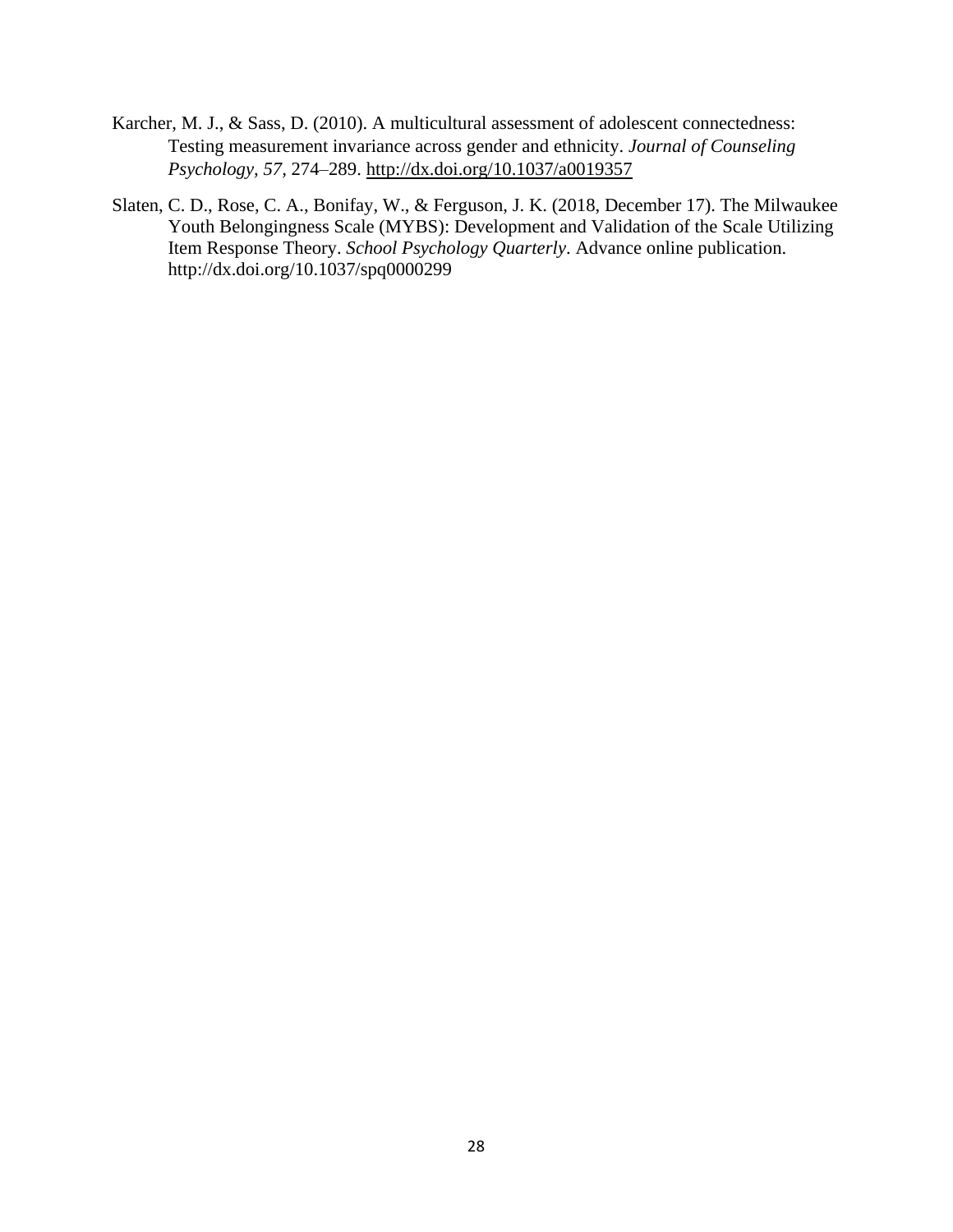Karcher, M. J., & Sass, D. (2010). A multicultural assessment of adolescent connectedness: Testing measurement invariance across gender and ethnicity. *Journal of Counseling Psychology, 57,* 274–289. http://dx.doi.org/10.1037/a0019357

Slaten, C. D., Rose, C. A., Bonifay, W., & Ferguson, J. K. (2018, December 17). The Milwaukee Youth Belongingness Scale (MYBS): Development and Validation of the Scale Utilizing Item Response Theory. *School Psychology Quarterly*. Advance online publication. http://dx.doi.org/10.1037/spq0000299